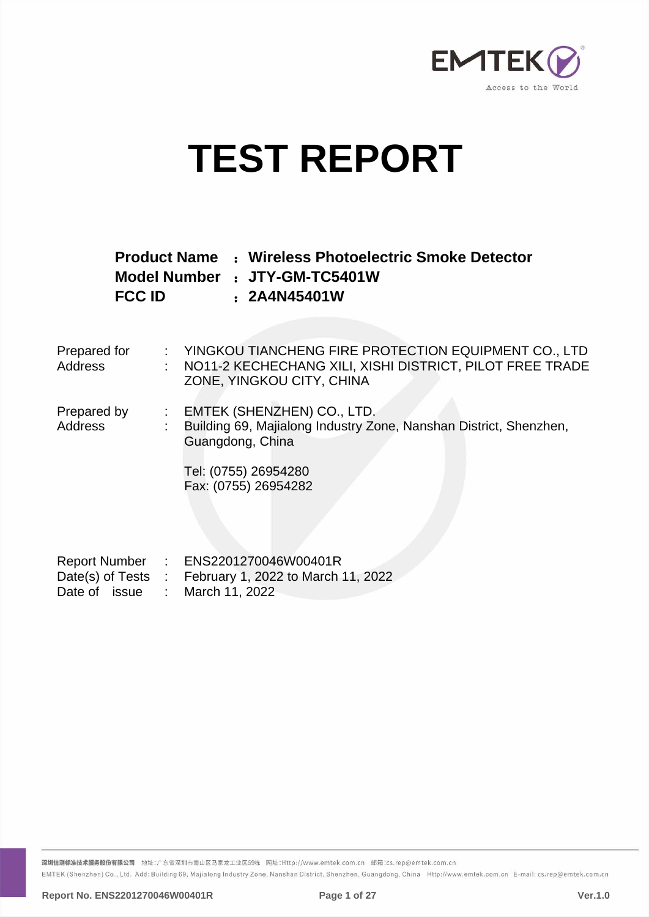# TEST REPORT

**Product Name : Wireless Photoelectric Smoke Detector**
**Model Number : JTY-GM-TC5401W**
**FCC ID : 2A4N45401W**

Prepared for : YINGKOU TIANCHENG FIRE PROTECTION EQUIPMENT CO., LTD
Address : NO11-2 KECHECHANG XILI, XISHI DISTRICT, PILOT FREE TRADE ZONE, YINGKOU CITY, CHINA

Prepared by : EMTEK (SHENZHEN) CO., LTD.
Address : Building 69, Majialong Industry Zone, Nanshan District, Shenzhen, Guangdong, China

Tel: (0755) 26954280
Fax: (0755) 26954282

Report Number : ENS2201270046W00401R
Date(s) of Tests : February 1, 2022 to March 11, 2022
Date of issue : March 11, 2022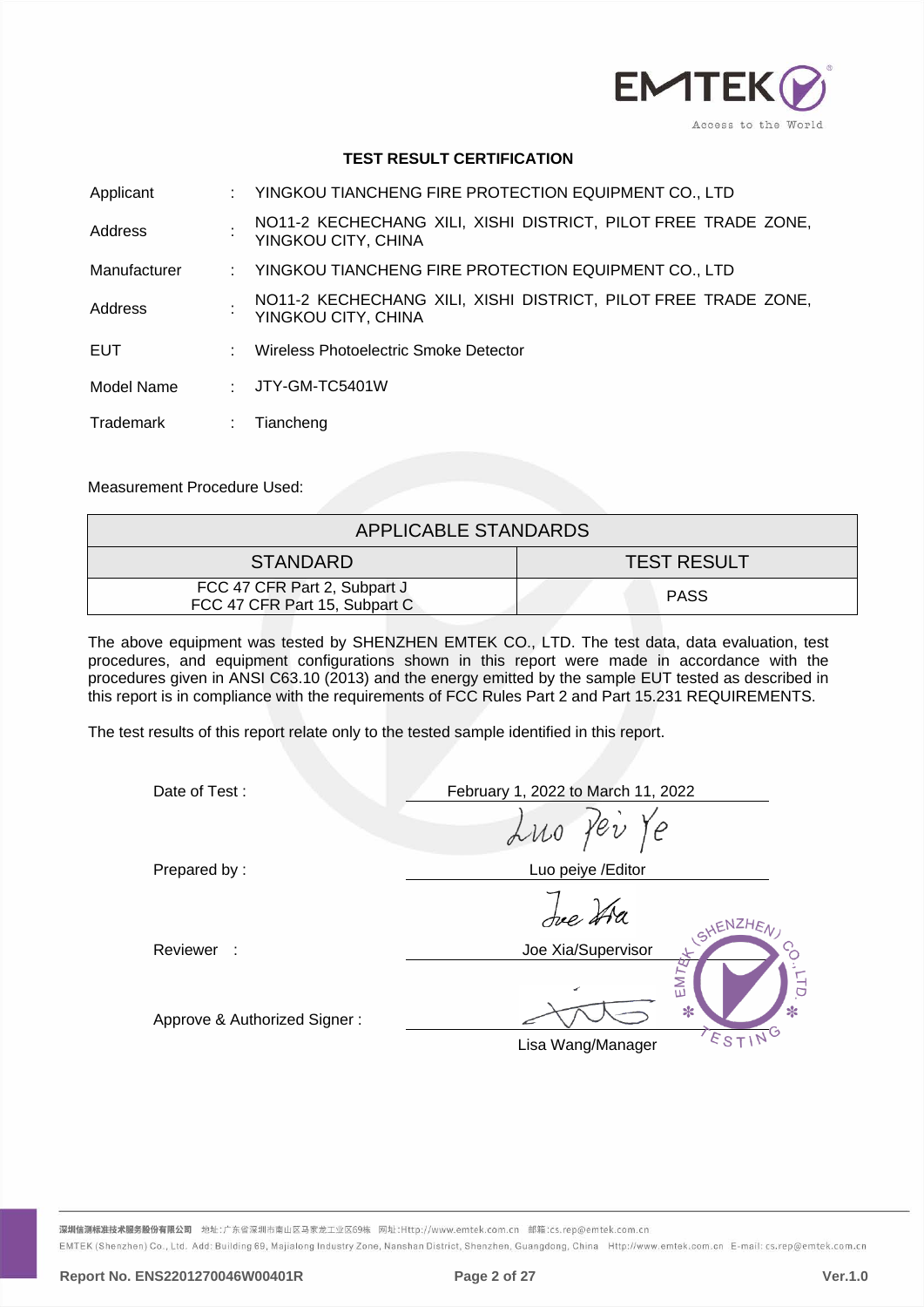**TEST RESULT CERTIFICATION**

| | | |
|---|---|---|
| Applicant | : | YINGKOU TIANCHENG FIRE PROTECTION EQUIPMENT CO., LTD |
| Address | : | NO11-2 KECHECHANG XILI, XISHI DISTRICT, PILOT FREE TRADE ZONE, YINGKOU CITY, CHINA |
| Manufacturer | : | YINGKOU TIANCHENG FIRE PROTECTION EQUIPMENT CO., LTD |
| Address | : | NO11-2 KECHECHANG XILI, XISHI DISTRICT, PILOT FREE TRADE ZONE, YINGKOU CITY, CHINA |
| EUT | : | Wireless Photoelectric Smoke Detector |
| Model Name | : | JTY-GM-TC5401W |
| Trademark | : | Tiancheng |

Measurement Procedure Used:

| APPLICABLE STANDARDS | |
|---|---|
| STANDARD | TEST RESULT |
| FCC 47 CFR Part 2, Subpart J<br>FCC 47 CFR Part 15, Subpart C | PASS |

The above equipment was tested by SHENZHEN EMTEK CO., LTD. The test data, data evaluation, test procedures, and equipment configurations shown in this report were made in accordance with the procedures given in ANSI C63.10 (2013) and the energy emitted by the sample EUT tested as described in this report is in compliance with the requirements of FCC Rules Part 2 and Part 15.231 REQUIREMENTS.

The test results of this report relate only to the tested sample identified in this report.

| | |
|---|---|
| Date of Test : | February 1, 2022 to March 11, 2022 |
| Prepared by : | Luo peiye /Editor |
| Reviewer : | Joe Xia/Supervisor |
| Approve & Authorized Signer : | Lisa Wang/Manager |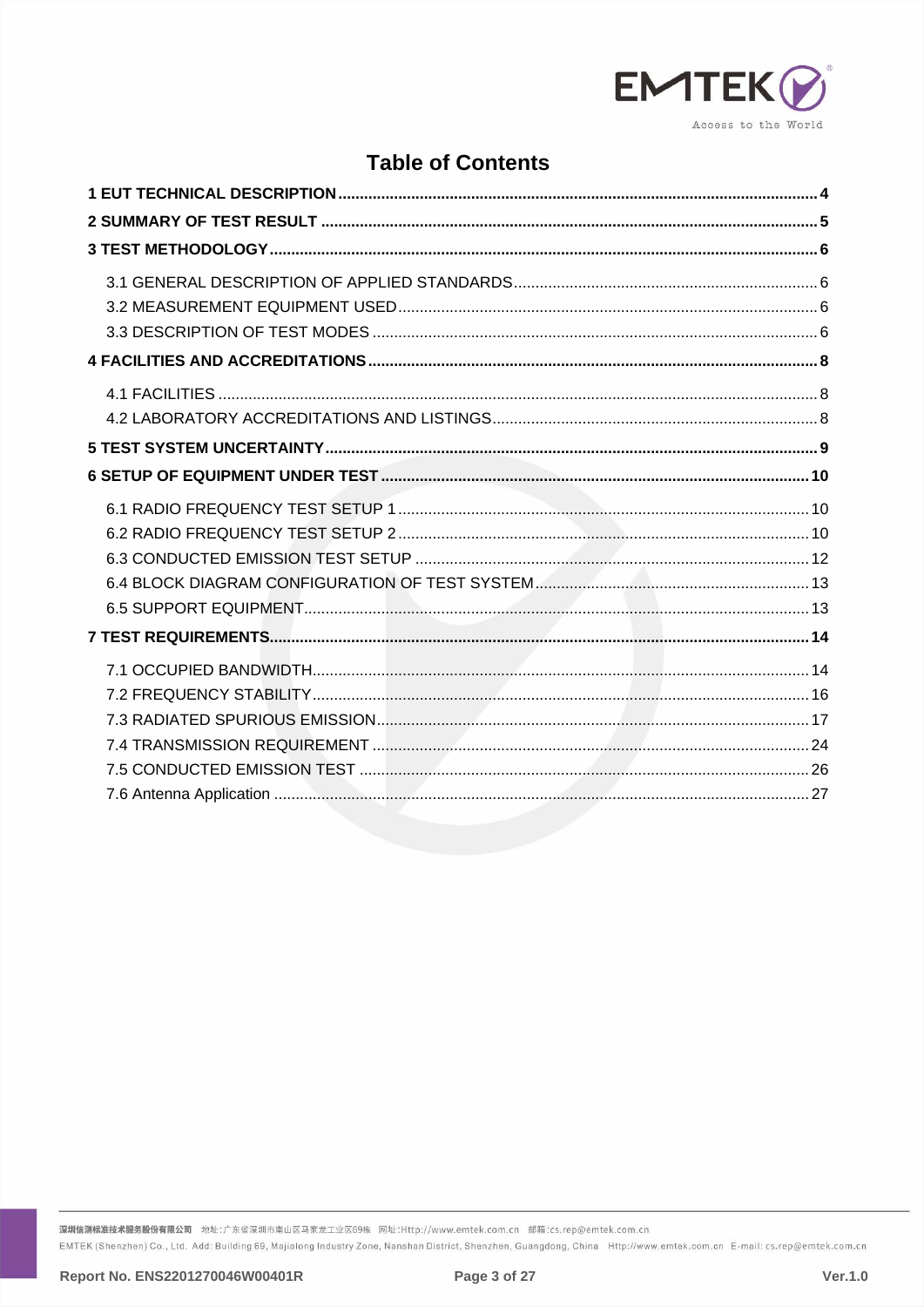# Table of Contents

**1 EUT TECHNICAL DESCRIPTION** .......... 4

**2 SUMMARY OF TEST RESULT** .......... 5

**3 TEST METHODOLOGY** .......... 6

- 3.1 GENERAL DESCRIPTION OF APPLIED STANDARDS .......... 6
- 3.2 MEASUREMENT EQUIPMENT USED .......... 6
- 3.3 DESCRIPTION OF TEST MODES .......... 6

**4 FACILITIES AND ACCREDITATIONS** .......... 8

- 4.1 FACILITIES .......... 8
- 4.2 LABORATORY ACCREDITATIONS AND LISTINGS .......... 8

**5 TEST SYSTEM UNCERTAINTY** .......... 9

**6 SETUP OF EQUIPMENT UNDER TEST** .......... 10

- 6.1 RADIO FREQUENCY TEST SETUP 1 .......... 10
- 6.2 RADIO FREQUENCY TEST SETUP 2 .......... 10
- 6.3 CONDUCTED EMISSION TEST SETUP .......... 12
- 6.4 BLOCK DIAGRAM CONFIGURATION OF TEST SYSTEM .......... 13
- 6.5 SUPPORT EQUIPMENT .......... 13

**7 TEST REQUIREMENTS** .......... 14

- 7.1 OCCUPIED BANDWIDTH .......... 14
- 7.2 FREQUENCY STABILITY .......... 16
- 7.3 RADIATED SPURIOUS EMISSION .......... 17
- 7.4 TRANSMISSION REQUIREMENT .......... 24
- 7.5 CONDUCTED EMISSION TEST .......... 26
- 7.6 Antenna Application .......... 27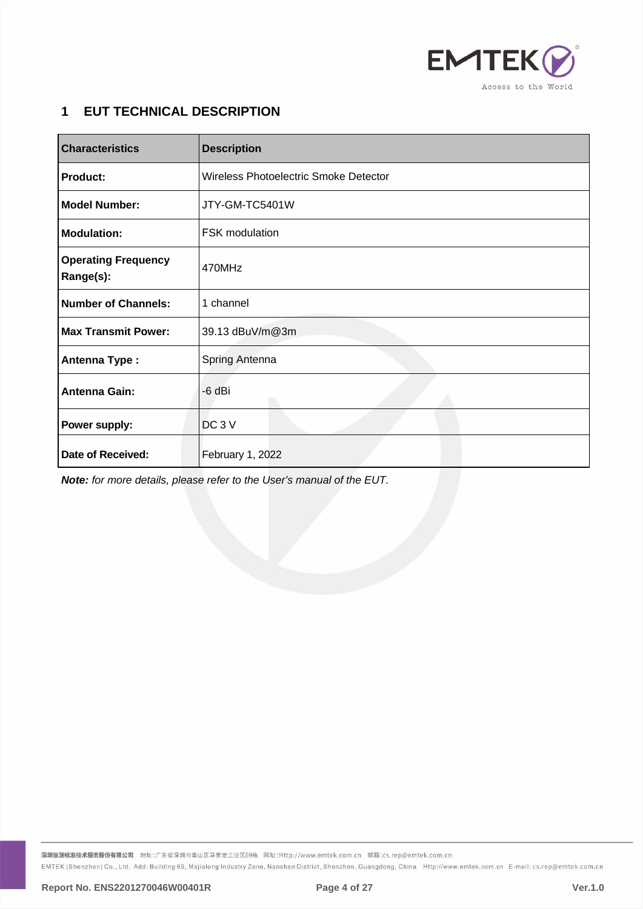# 1 EUT TECHNICAL DESCRIPTION

| Characteristics | Description |
|---|---|
| **Product:** | Wireless Photoelectric Smoke Detector |
| **Model Number:** | JTY-GM-TC5401W |
| **Modulation:** | FSK modulation |
| **Operating Frequency Range(s):** | 470MHz |
| **Number of Channels:** | 1 channel |
| **Max Transmit Power:** | 39.13 dBuV/m@3m |
| **Antenna Type :** | Spring Antenna |
| **Antenna Gain:** | -6 dBi |
| **Power supply:** | DC 3 V |
| **Date of Received:** | February 1, 2022 |

***Note:*** *for more details, please refer to the User's manual of the EUT.*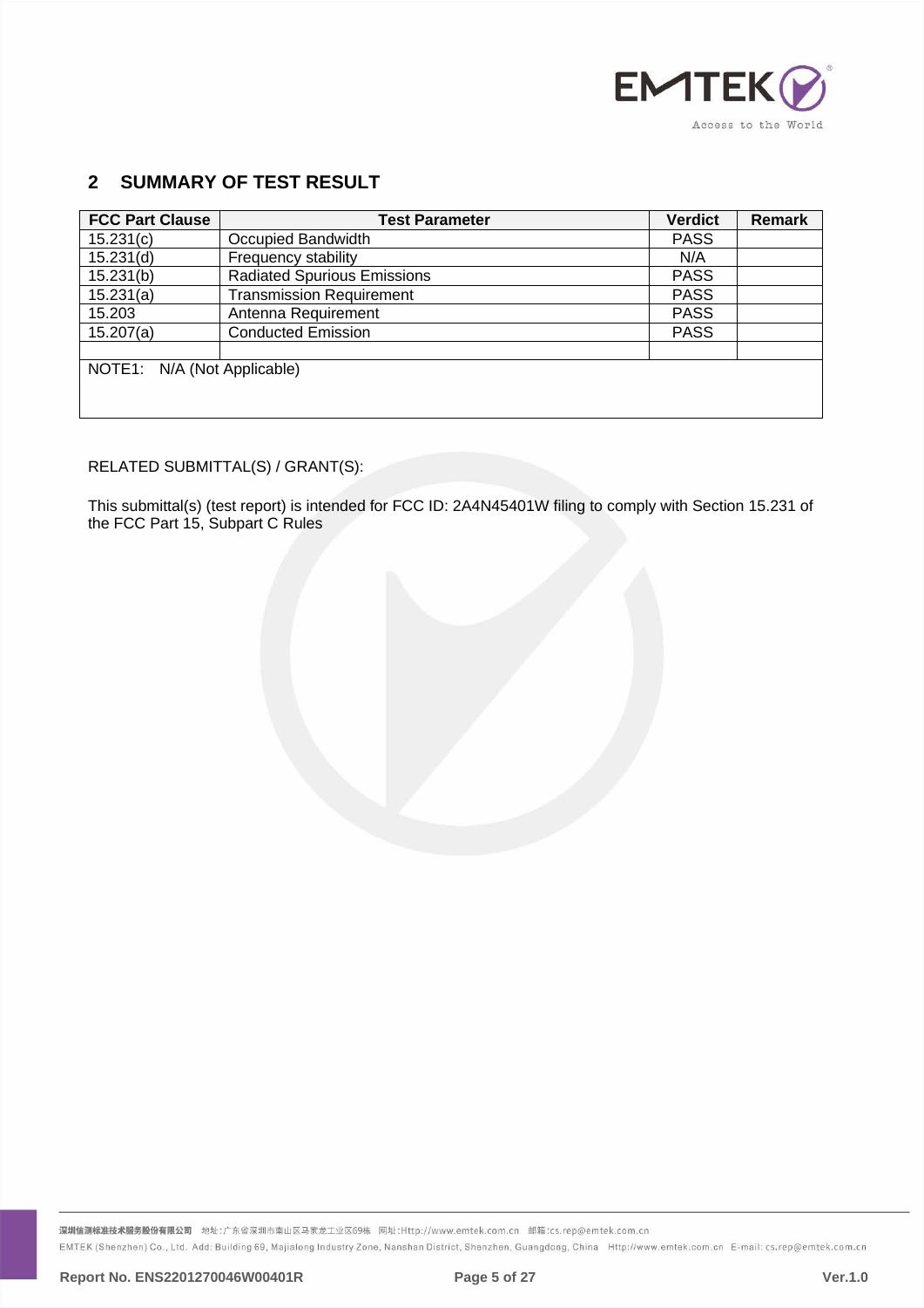## 2 SUMMARY OF TEST RESULT

| FCC Part Clause | Test Parameter | Verdict | Remark |
|---|---|---|---|
| 15.231(c) | Occupied Bandwidth | PASS | |
| 15.231(d) | Frequency stability | N/A | |
| 15.231(b) | Radiated Spurious Emissions | PASS | |
| 15.231(a) | Transmission Requirement | PASS | |
| 15.203 | Antenna Requirement | PASS | |
| 15.207(a) | Conducted Emission | PASS | |
| | | | |
| NOTE1: N/A (Not Applicable) | | | |

RELATED SUBMITTAL(S) / GRANT(S):

This submittal(s) (test report) is intended for FCC ID: 2A4N45401W filing to comply with Section 15.231 of the FCC Part 15, Subpart C Rules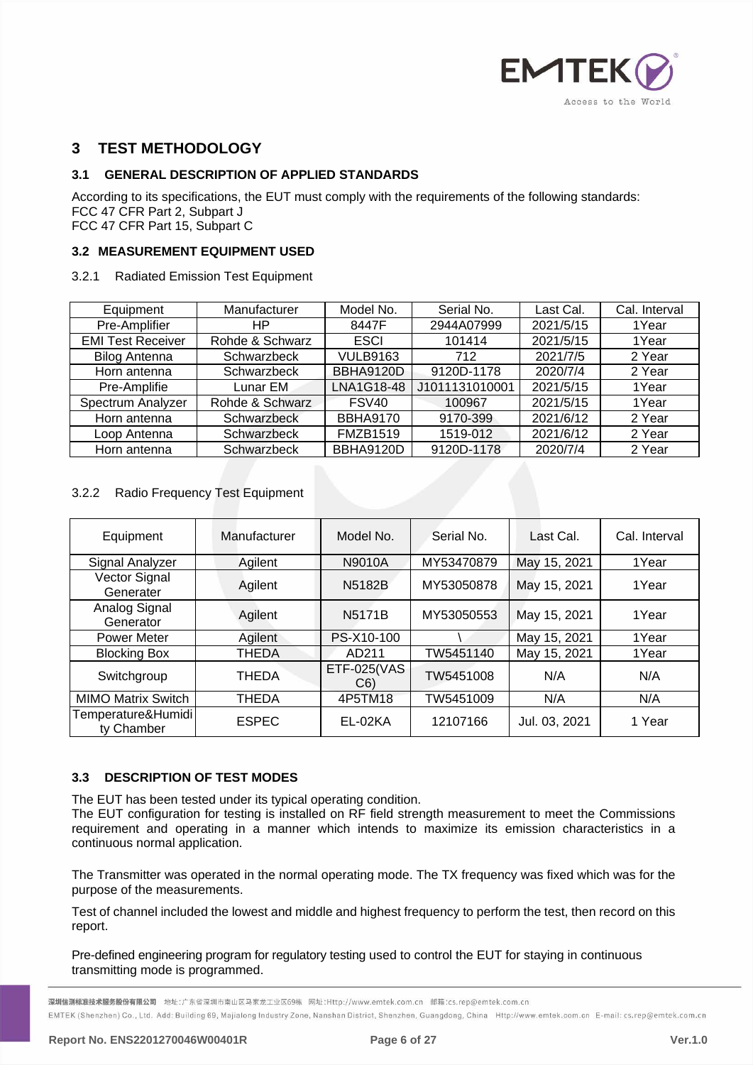## 3 TEST METHODOLOGY

### 3.1 GENERAL DESCRIPTION OF APPLIED STANDARDS

According to its specifications, the EUT must comply with the requirements of the following standards:
FCC 47 CFR Part 2, Subpart J
FCC 47 CFR Part 15, Subpart C

### 3.2 MEASUREMENT EQUIPMENT USED

3.2.1 Radiated Emission Test Equipment

| Equipment | Manufacturer | Model No. | Serial No. | Last Cal. | Cal. Interval |
|---|---|---|---|---|---|
| Pre-Amplifier | HP | 8447F | 2944A07999 | 2021/5/15 | 1Year |
| EMI Test Receiver | Rohde & Schwarz | ESCI | 101414 | 2021/5/15 | 1Year |
| Bilog Antenna | Schwarzbeck | VULB9163 | 712 | 2021/7/5 | 2 Year |
| Horn antenna | Schwarzbeck | BBHA9120D | 9120D-1178 | 2020/7/4 | 2 Year |
| Pre-Amplifie | Lunar EM | LNA1G18-48 | J1011131010001 | 2021/5/15 | 1Year |
| Spectrum Analyzer | Rohde & Schwarz | FSV40 | 100967 | 2021/5/15 | 1Year |
| Horn antenna | Schwarzbeck | BBHA9170 | 9170-399 | 2021/6/12 | 2 Year |
| Loop Antenna | Schwarzbeck | FMZB1519 | 1519-012 | 2021/6/12 | 2 Year |
| Horn antenna | Schwarzbeck | BBHA9120D | 9120D-1178 | 2020/7/4 | 2 Year |

3.2.2 Radio Frequency Test Equipment

| Equipment | Manufacturer | Model No. | Serial No. | Last Cal. | Cal. Interval |
|---|---|---|---|---|---|
| Signal Analyzer | Agilent | N9010A | MY53470879 | May 15, 2021 | 1Year |
| Vector Signal Generater | Agilent | N5182B | MY53050878 | May 15, 2021 | 1Year |
| Analog Signal Generator | Agilent | N5171B | MY53050553 | May 15, 2021 | 1Year |
| Power Meter | Agilent | PS-X10-100 | \ | May 15, 2021 | 1Year |
| Blocking Box | THEDA | AD211 | TW5451140 | May 15, 2021 | 1Year |
| Switchgroup | THEDA | ETF-025(VAS C6) | TW5451008 | N/A | N/A |
| MIMO Matrix Switch | THEDA | 4P5TM18 | TW5451009 | N/A | N/A |
| Temperature&Humidity Chamber | ESPEC | EL-02KA | 12107166 | Jul. 03, 2021 | 1 Year |

### 3.3 DESCRIPTION OF TEST MODES

The EUT has been tested under its typical operating condition.
The EUT configuration for testing is installed on RF field strength measurement to meet the Commissions requirement and operating in a manner which intends to maximize its emission characteristics in a continuous normal application.

The Transmitter was operated in the normal operating mode. The TX frequency was fixed which was for the purpose of the measurements.

Test of channel included the lowest and middle and highest frequency to perform the test, then record on this report.

Pre-defined engineering program for regulatory testing used to control the EUT for staying in continuous transmitting mode is programmed.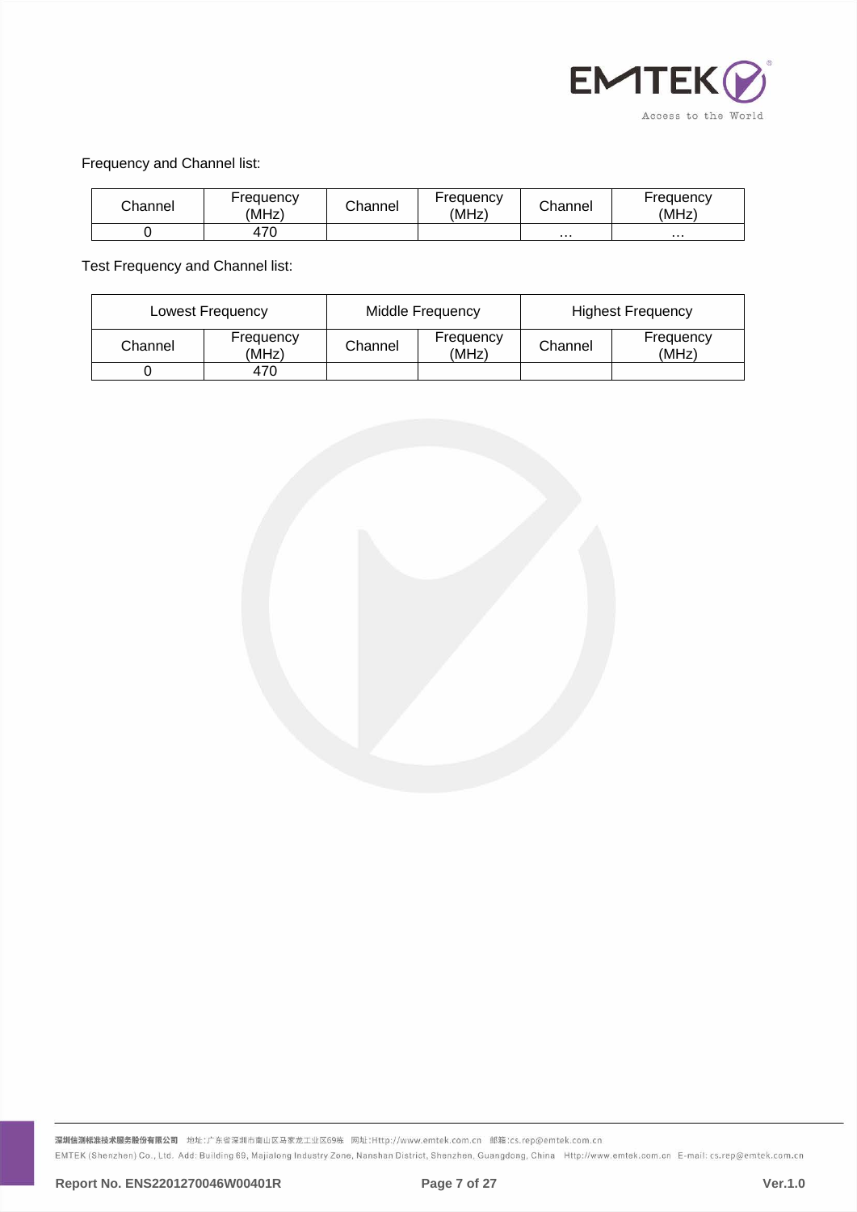Frequency and Channel list:

| Channel | Frequency (MHz) | Channel | Frequency (MHz) | Channel | Frequency (MHz) |
|---|---|---|---|---|---|
| 0 | 470 | | | … | … |

Test Frequency and Channel list:

| Lowest Frequency | | Middle Frequency | | Highest Frequency | |
|---|---|---|---|---|---|
| Channel | Frequency (MHz) | Channel | Frequency (MHz) | Channel | Frequency (MHz) |
| 0 | 470 | | | | |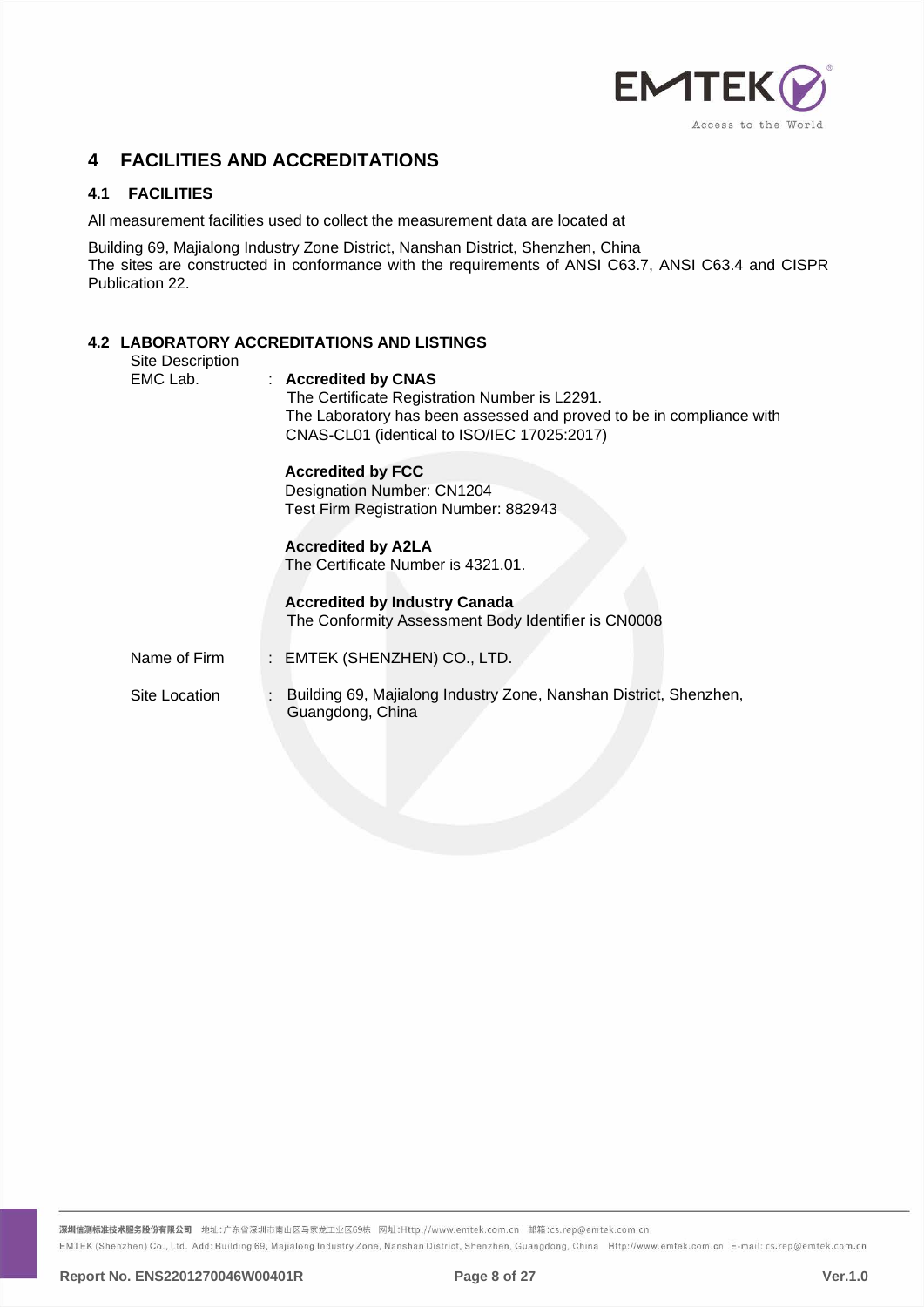# 4 FACILITIES AND ACCREDITATIONS

## 4.1 FACILITIES

All measurement facilities used to collect the measurement data are located at

Building 69, Majialong Industry Zone District, Nanshan District, Shenzhen, China
The sites are constructed in conformance with the requirements of ANSI C63.7, ANSI C63.4 and CISPR Publication 22.

## 4.2 LABORATORY ACCREDITATIONS AND LISTINGS

Site Description

EMC Lab. : **Accredited by CNAS**
The Certificate Registration Number is L2291.
The Laboratory has been assessed and proved to be in compliance with CNAS-CL01 (identical to ISO/IEC 17025:2017)

**Accredited by FCC**
Designation Number: CN1204
Test Firm Registration Number: 882943

**Accredited by A2LA**
The Certificate Number is 4321.01.

**Accredited by Industry Canada**
The Conformity Assessment Body Identifier is CN0008

Name of Firm : EMTEK (SHENZHEN) CO., LTD.

Site Location : Building 69, Majialong Industry Zone, Nanshan District, Shenzhen, Guangdong, China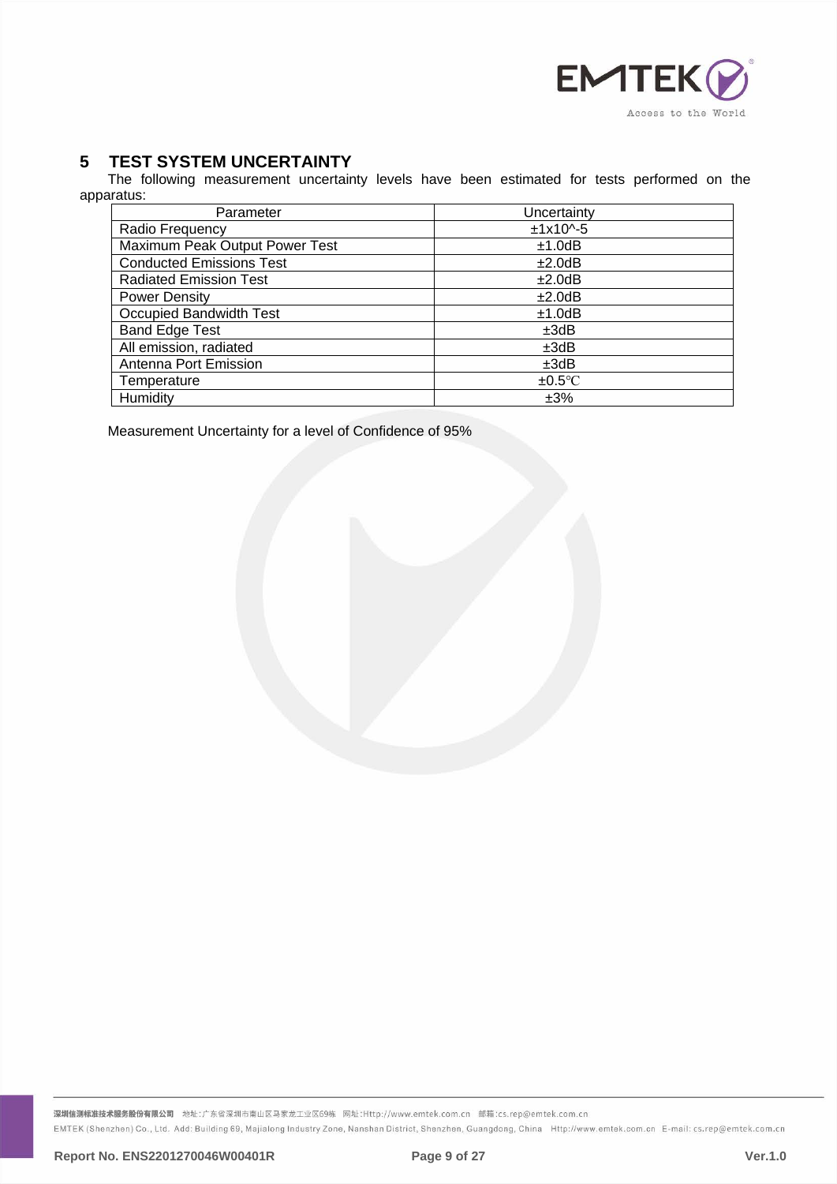## 5 TEST SYSTEM UNCERTAINTY

The following measurement uncertainty levels have been estimated for tests performed on the apparatus:

| Parameter | Uncertainty |
|---|---|
| Radio Frequency | ±1x10^-5 |
| Maximum Peak Output Power Test | ±1.0dB |
| Conducted Emissions Test | ±2.0dB |
| Radiated Emission Test | ±2.0dB |
| Power Density | ±2.0dB |
| Occupied Bandwidth Test | ±1.0dB |
| Band Edge Test | ±3dB |
| All emission, radiated | ±3dB |
| Antenna Port Emission | ±3dB |
| Temperature | ±0.5℃ |
| Humidity | ±3% |

Measurement Uncertainty for a level of Confidence of 95%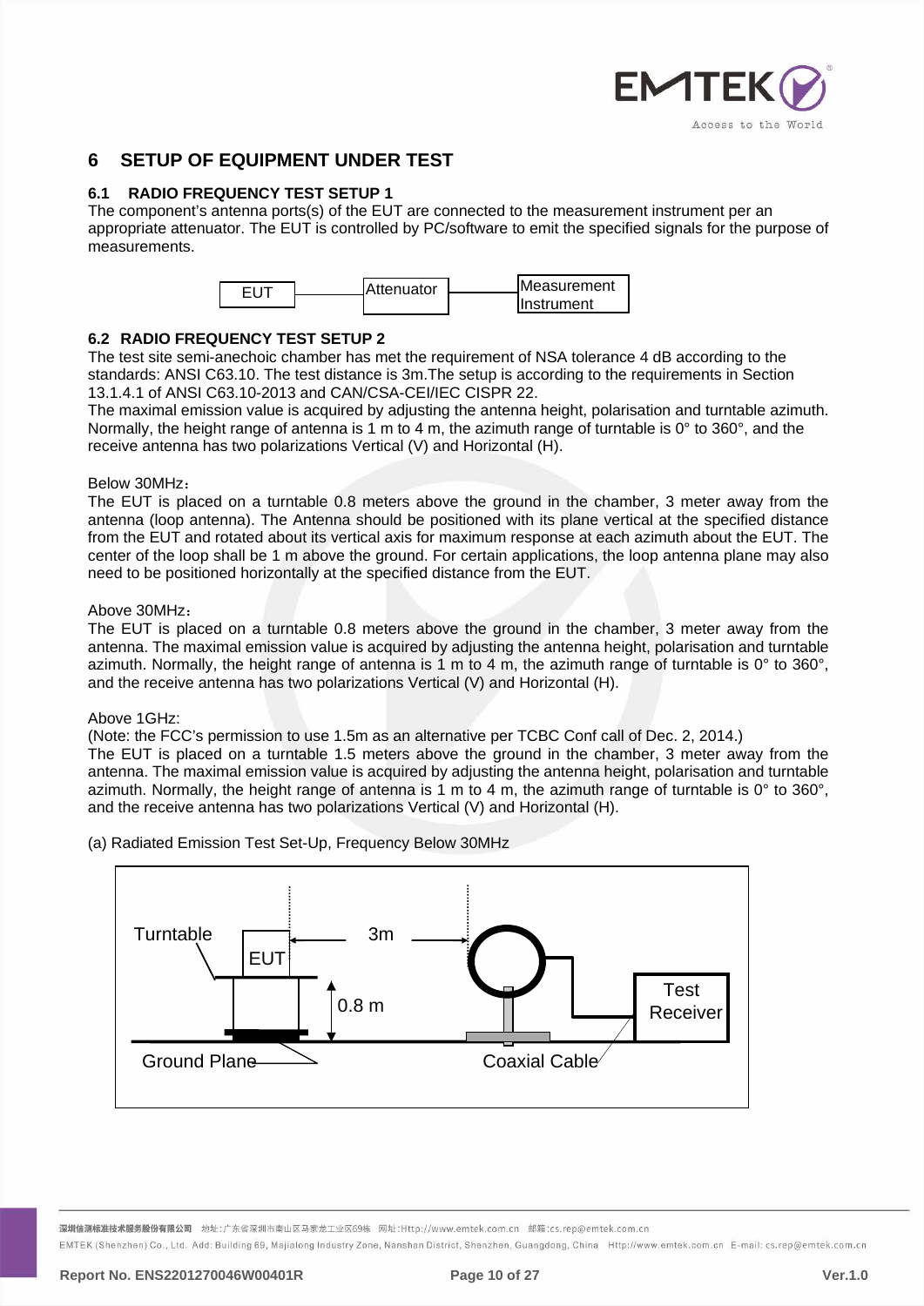# 6 SETUP OF EQUIPMENT UNDER TEST

## 6.1 RADIO FREQUENCY TEST SETUP 1

The component's antenna ports(s) of the EUT are connected to the measurement instrument per an appropriate attenuator. The EUT is controlled by PC/software to emit the specified signals for the purpose of measurements.

EUT — Attenuator — Measurement Instrument

## 6.2 RADIO FREQUENCY TEST SETUP 2

The test site semi-anechoic chamber has met the requirement of NSA tolerance 4 dB according to the standards: ANSI C63.10. The test distance is 3m.The setup is according to the requirements in Section 13.1.4.1 of ANSI C63.10-2013 and CAN/CSA-CEI/IEC CISPR 22.
The maximal emission value is acquired by adjusting the antenna height, polarisation and turntable azimuth. Normally, the height range of antenna is 1 m to 4 m, the azimuth range of turntable is 0° to 360°, and the receive antenna has two polarizations Vertical (V) and Horizontal (H).

Below 30MHz：
The EUT is placed on a turntable 0.8 meters above the ground in the chamber, 3 meter away from the antenna (loop antenna). The Antenna should be positioned with its plane vertical at the specified distance from the EUT and rotated about its vertical axis for maximum response at each azimuth about the EUT. The center of the loop shall be 1 m above the ground. For certain applications, the loop antenna plane may also need to be positioned horizontally at the specified distance from the EUT.

Above 30MHz：
The EUT is placed on a turntable 0.8 meters above the ground in the chamber, 3 meter away from the antenna. The maximal emission value is acquired by adjusting the antenna height, polarisation and turntable azimuth. Normally, the height range of antenna is 1 m to 4 m, the azimuth range of turntable is 0° to 360°, and the receive antenna has two polarizations Vertical (V) and Horizontal (H).

Above 1GHz:
(Note: the FCC's permission to use 1.5m as an alternative per TCBC Conf call of Dec. 2, 2014.)
The EUT is placed on a turntable 1.5 meters above the ground in the chamber, 3 meter away from the antenna. The maximal emission value is acquired by adjusting the antenna height, polarisation and turntable azimuth. Normally, the height range of antenna is 1 m to 4 m, the azimuth range of turntable is 0° to 360°, and the receive antenna has two polarizations Vertical (V) and Horizontal (H).

(a) Radiated Emission Test Set-Up, Frequency Below 30MHz

Turntable — EUT — 3m — 0.8 m — Test Receiver — Ground Plane — Coaxial Cable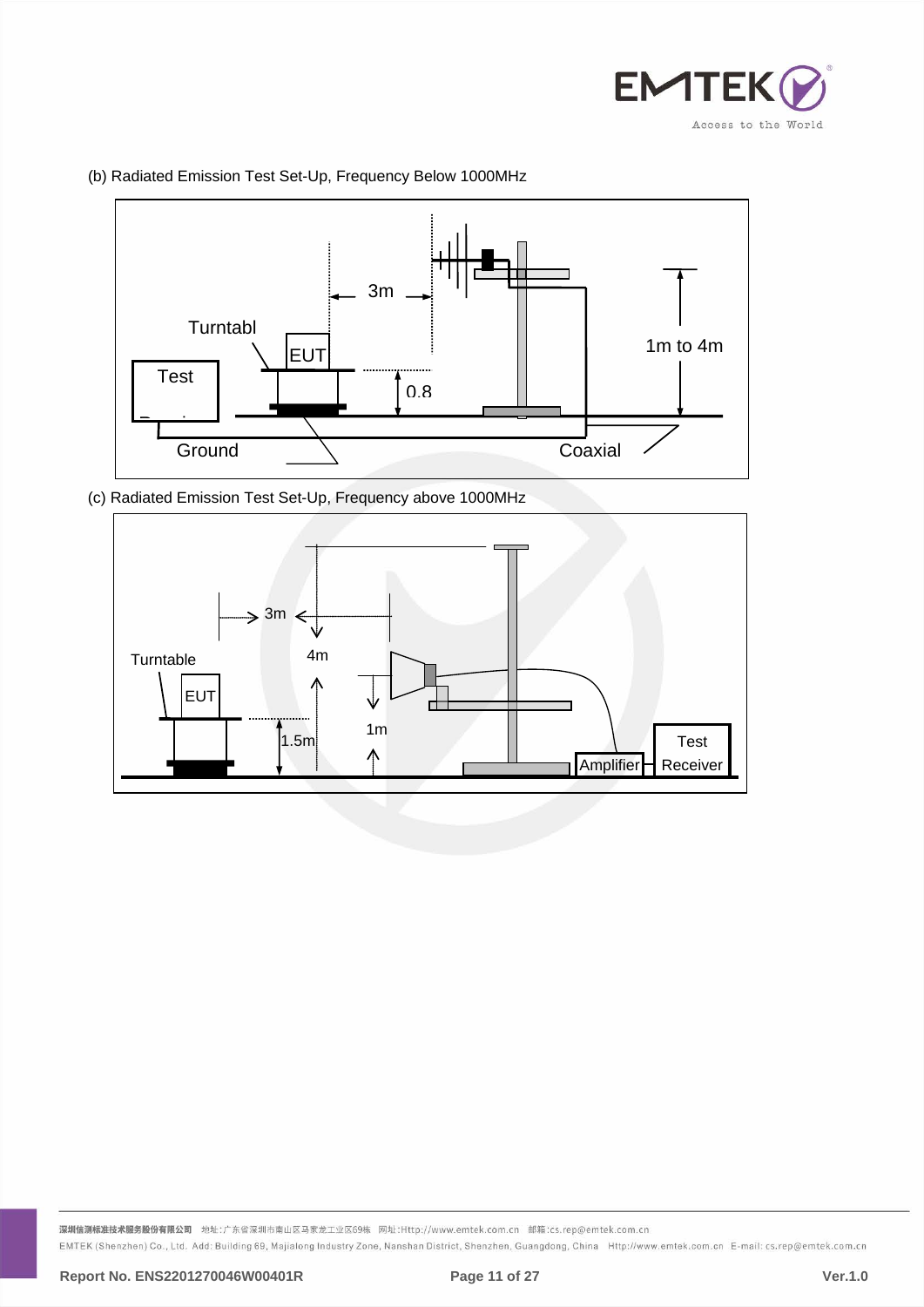(b) Radiated Emission Test Set-Up, Frequency Below 1000MHz

Turntabl

Test

EUT

3m

0.8

1m to 4m

Ground

Coaxial

(c) Radiated Emission Test Set-Up, Frequency above 1000MHz

3m

4m

Turntable

EUT

1.5m

1m

Amplifier

Test Receiver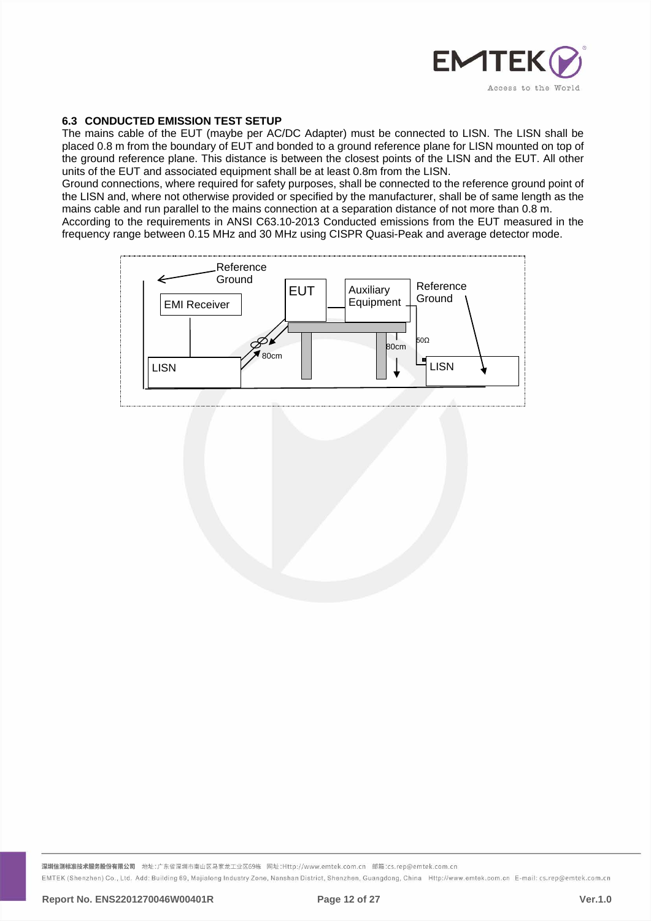### 6.3 CONDUCTED EMISSION TEST SETUP

The mains cable of the EUT (maybe per AC/DC Adapter) must be connected to LISN. The LISN shall be placed 0.8 m from the boundary of EUT and bonded to a ground reference plane for LISN mounted on top of the ground reference plane. This distance is between the closest points of the LISN and the EUT. All other units of the EUT and associated equipment shall be at least 0.8m from the LISN.

Ground connections, where required for safety purposes, shall be connected to the reference ground point of the LISN and, where not otherwise provided or specified by the manufacturer, shall be of same length as the mains cable and run parallel to the mains connection at a separation distance of not more than 0.8 m.

According to the requirements in ANSI C63.10-2013 Conducted emissions from the EUT measured in the frequency range between 0.15 MHz and 30 MHz using CISPR Quasi-Peak and average detector mode.

Reference Ground

EMI Receiver

EUT

Auxiliary Equipment

Reference Ground

50Ω

80cm

80cm

LISN

LISN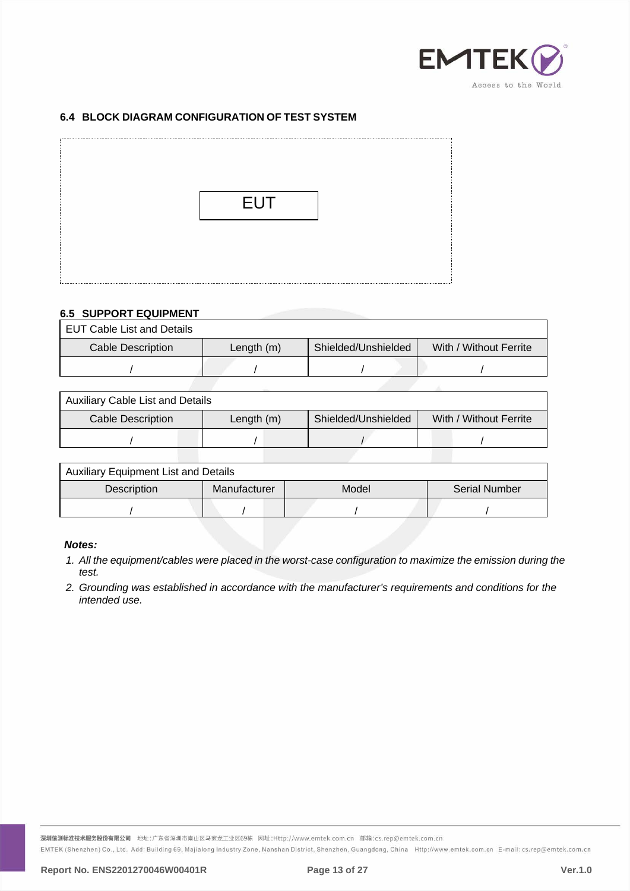### 6.4 BLOCK DIAGRAM CONFIGURATION OF TEST SYSTEM

EUT

### 6.5 SUPPORT EQUIPMENT

| EUT Cable List and Details | | | |
|---|---|---|---|
| Cable Description | Length (m) | Shielded/Unshielded | With / Without Ferrite |
| / | / | / | / |

| Auxiliary Cable List and Details | | | |
|---|---|---|---|
| Cable Description | Length (m) | Shielded/Unshielded | With / Without Ferrite |
| / | / | / | / |

| Auxiliary Equipment List and Details | | | |
|---|---|---|---|
| Description | Manufacturer | Model | Serial Number |
| / | / | / | / |

***Notes:***

1. *All the equipment/cables were placed in the worst-case configuration to maximize the emission during the test.*
2. *Grounding was established in accordance with the manufacturer's requirements and conditions for the intended use.*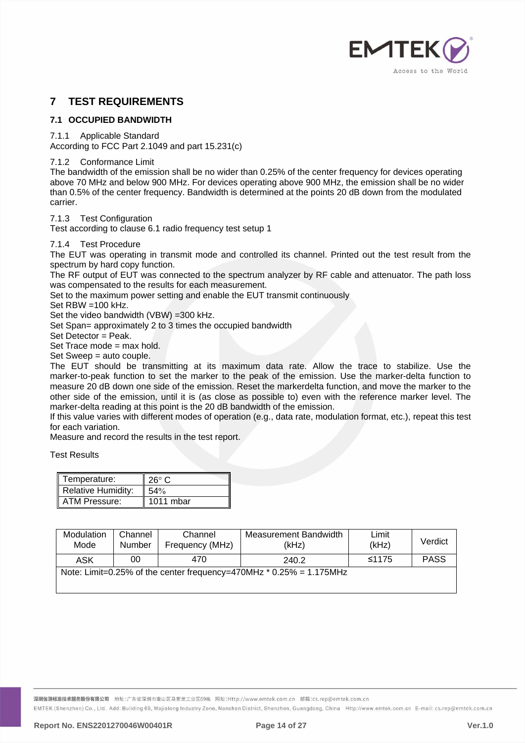# 7 TEST REQUIREMENTS

## 7.1 OCCUPIED BANDWIDTH

### 7.1.1 Applicable Standard

According to FCC Part 2.1049 and part 15.231(c)

### 7.1.2 Conformance Limit

The bandwidth of the emission shall be no wider than 0.25% of the center frequency for devices operating above 70 MHz and below 900 MHz. For devices operating above 900 MHz, the emission shall be no wider than 0.5% of the center frequency. Bandwidth is determined at the points 20 dB down from the modulated carrier.

### 7.1.3 Test Configuration

Test according to clause 6.1 radio frequency test setup 1

### 7.1.4 Test Procedure

The EUT was operating in transmit mode and controlled its channel. Printed out the test result from the spectrum by hard copy function.
The RF output of EUT was connected to the spectrum analyzer by RF cable and attenuator. The path loss was compensated to the results for each measurement.
Set to the maximum power setting and enable the EUT transmit continuously
Set RBW =100 kHz.
Set the video bandwidth (VBW) =300 kHz.
Set Span= approximately 2 to 3 times the occupied bandwidth
Set Detector = Peak.
Set Trace mode = max hold.
Set Sweep = auto couple.
The EUT should be transmitting at its maximum data rate. Allow the trace to stabilize. Use the marker-to-peak function to set the marker to the peak of the emission. Use the marker-delta function to measure 20 dB down one side of the emission. Reset the markerdelta function, and move the marker to the other side of the emission, until it is (as close as possible to) even with the reference marker level. The marker-delta reading at this point is the 20 dB bandwidth of the emission.
If this value varies with different modes of operation (e.g., data rate, modulation format, etc.), repeat this test for each variation.
Measure and record the results in the test report.

Test Results

| Temperature: | 26° C |
|---|---|
| Relative Humidity: | 54% |
| ATM Pressure: | 1011 mbar |

| Modulation Mode | Channel Number | Channel Frequency (MHz) | Measurement Bandwidth (kHz) | Limit (kHz) | Verdict |
|---|---|---|---|---|---|
| ASK | 00 | 470 | 240.2 | ≤1175 | PASS |
| Note: Limit=0.25% of the center frequency=470MHz * 0.25% = 1.175MHz | | | | | |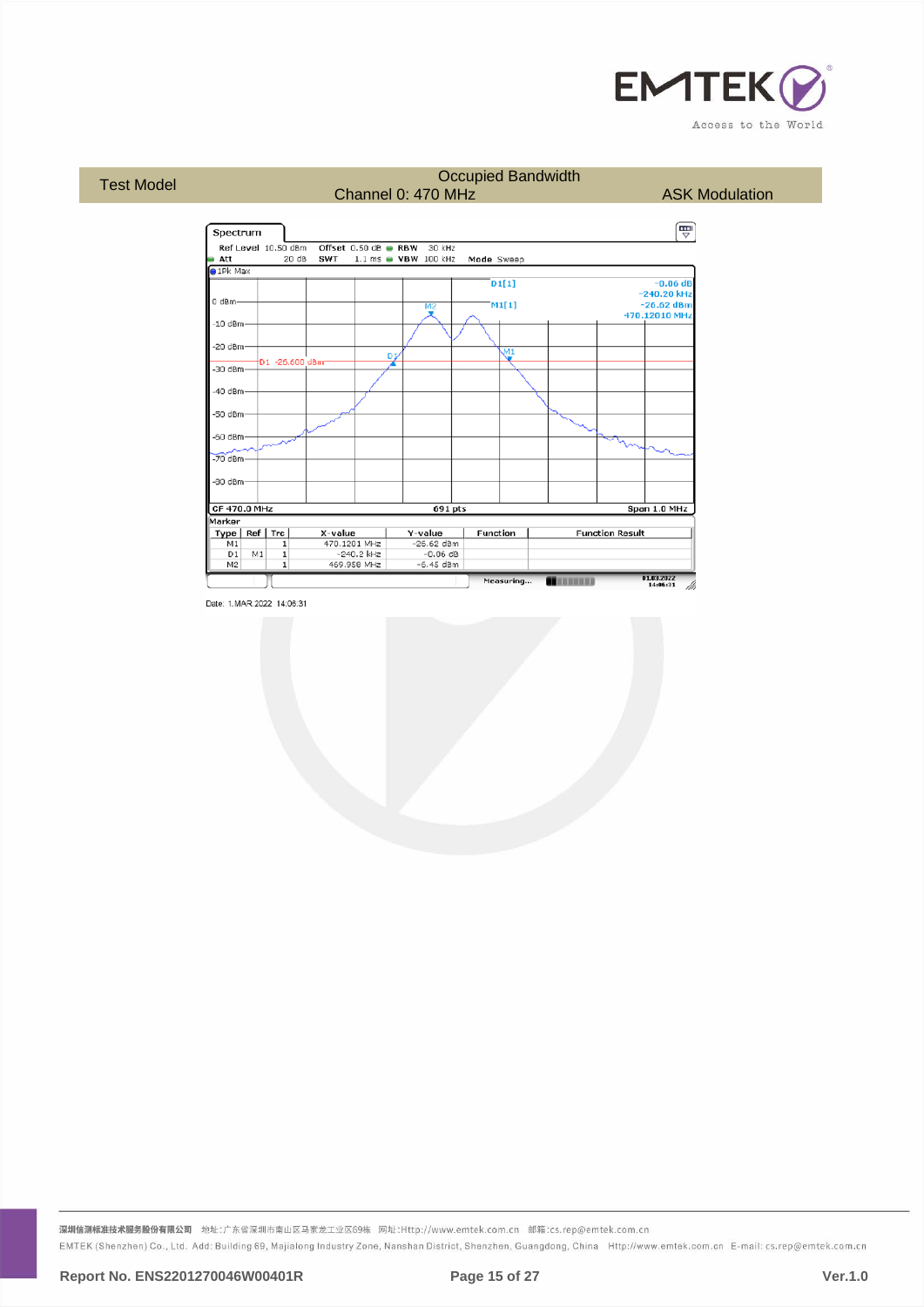| Test Model | Occupied Bandwidth<br>Channel 0: 470 MHz | ASK Modulation |
|---|---|---|

Spectrum

Ref Level 10.50 dBm Offset 0.50 dB RBW 30 kHz
Att 20 dB SWT 1.1 ms VBW 100 kHz Mode Sweep

1Pk Max

D1[1] -0.06 dB -240.20 kHz
M1[1] -26.62 dBm 470.12010 MHz

CF 470.0 MHz 691 pts Span 1.0 MHz

Marker

| Type | Ref | Trc | X-value | Y-value | Function | Function Result |
|---|---|---|---|---|---|---|
| M1 | | 1 | 470.1201 MHz | -26.62 dBm | | |
| D1 | M1 | 1 | -240.2 kHz | -0.06 dB | | |
| M2 | | 1 | 469.958 MHz | -6.45 dBm | | |

Date: 1.MAR.2022 14:06:31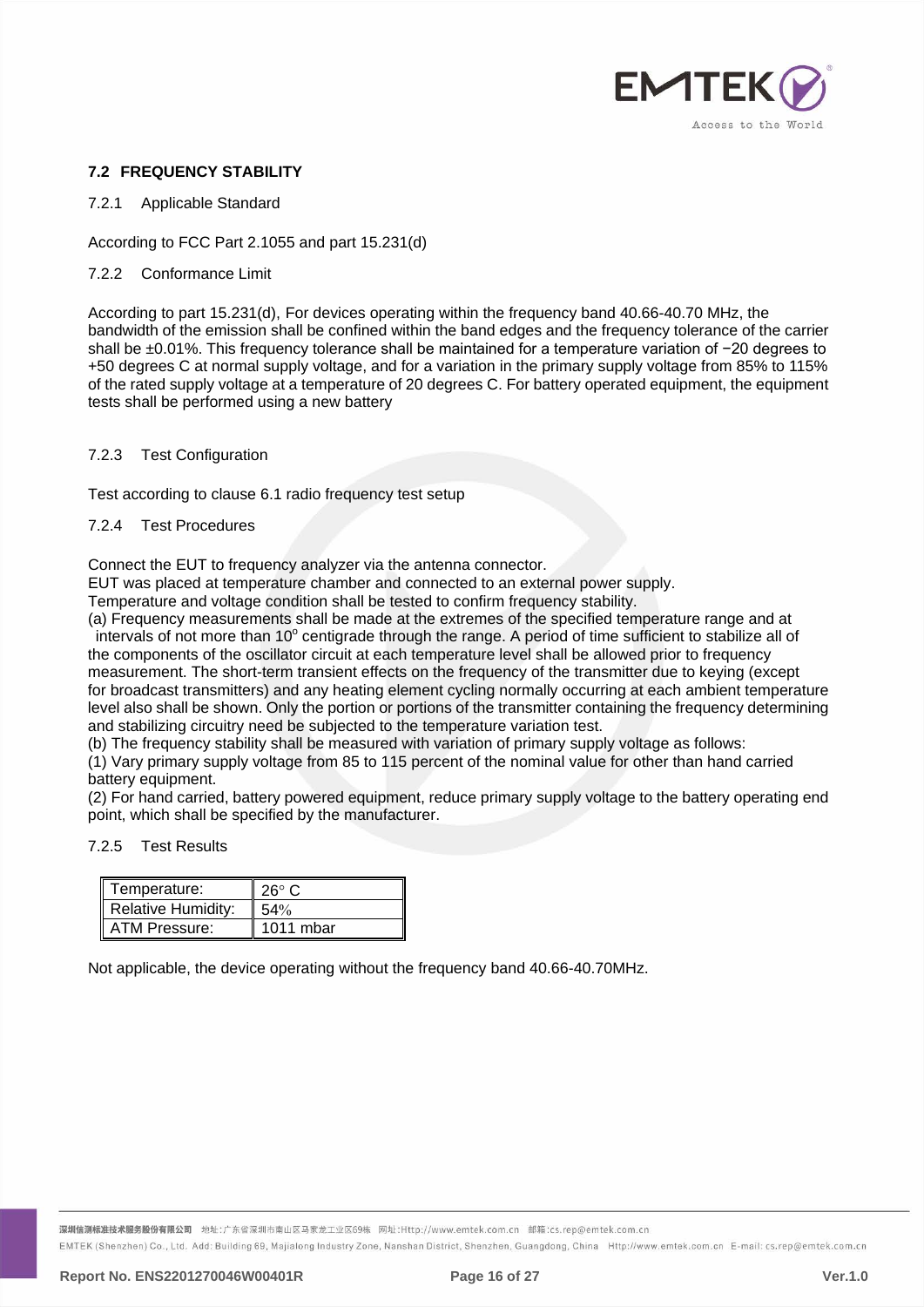## 7.2 FREQUENCY STABILITY

### 7.2.1 Applicable Standard

According to FCC Part 2.1055 and part 15.231(d)

### 7.2.2 Conformance Limit

According to part 15.231(d), For devices operating within the frequency band 40.66-40.70 MHz, the bandwidth of the emission shall be confined within the band edges and the frequency tolerance of the carrier shall be ±0.01%. This frequency tolerance shall be maintained for a temperature variation of −20 degrees to +50 degrees C at normal supply voltage, and for a variation in the primary supply voltage from 85% to 115% of the rated supply voltage at a temperature of 20 degrees C. For battery operated equipment, the equipment tests shall be performed using a new battery

### 7.2.3 Test Configuration

Test according to clause 6.1 radio frequency test setup

### 7.2.4 Test Procedures

Connect the EUT to frequency analyzer via the antenna connector.
EUT was placed at temperature chamber and connected to an external power supply.
Temperature and voltage condition shall be tested to confirm frequency stability.
(a) Frequency measurements shall be made at the extremes of the specified temperature range and at intervals of not more than 10° centigrade through the range. A period of time sufficient to stabilize all of the components of the oscillator circuit at each temperature level shall be allowed prior to frequency measurement. The short-term transient effects on the frequency of the transmitter due to keying (except for broadcast transmitters) and any heating element cycling normally occurring at each ambient temperature level also shall be shown. Only the portion or portions of the transmitter containing the frequency determining and stabilizing circuitry need be subjected to the temperature variation test.
(b) The frequency stability shall be measured with variation of primary supply voltage as follows:
(1) Vary primary supply voltage from 85 to 115 percent of the nominal value for other than hand carried battery equipment.
(2) For hand carried, battery powered equipment, reduce primary supply voltage to the battery operating end point, which shall be specified by the manufacturer.

### 7.2.5 Test Results

| Temperature: | 26° C |
|---|---|
| Relative Humidity: | 54% |
| ATM Pressure: | 1011 mbar |

Not applicable, the device operating without the frequency band 40.66-40.70MHz.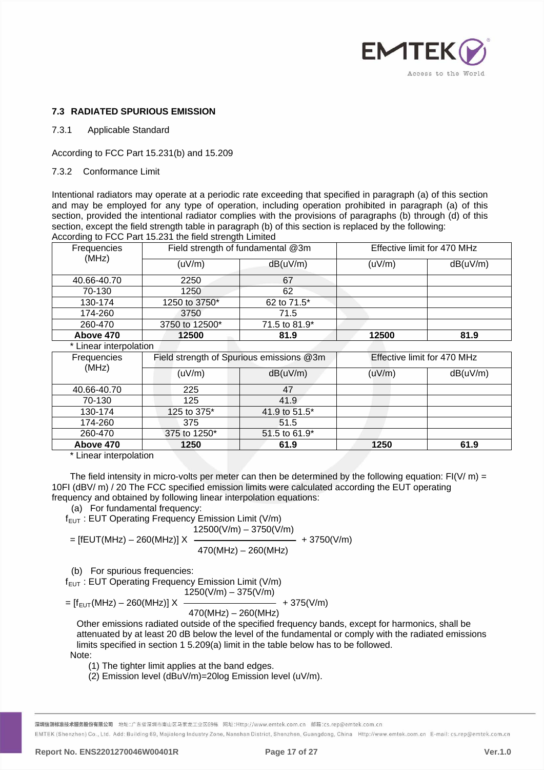### 7.3 RADIATED SPURIOUS EMISSION

7.3.1 Applicable Standard

According to FCC Part 15.231(b) and 15.209

7.3.2 Conformance Limit

Intentional radiators may operate at a periodic rate exceeding that specified in paragraph (a) of this section and may be employed for any type of operation, including operation prohibited in paragraph (a) of this section, provided the intentional radiator complies with the provisions of paragraphs (b) through (d) of this section, except the field strength table in paragraph (b) of this section is replaced by the following:
According to FCC Part 15.231 the field strength Limited

| Frequencies (MHz) | Field strength of fundamental @3m | | Effective limit for 470 MHz | |
|---|---|---|---|---|
| | (uV/m) | dB(uV/m) | (uV/m) | dB(uV/m) |
| 40.66-40.70 | 2250 | 67 | | |
| 70-130 | 1250 | 62 | | |
| 130-174 | 1250 to 3750* | 62 to 71.5* | | |
| 174-260 | 3750 | 71.5 | | |
| 260-470 | 3750 to 12500* | 71.5 to 81.9* | | |
| **Above 470** | **12500** | **81.9** | **12500** | **81.9** |

* Linear interpolation

| Frequencies (MHz) | Field strength of Spurious emissions @3m | | Effective limit for 470 MHz | |
|---|---|---|---|---|
| | (uV/m) | dB(uV/m) | (uV/m) | dB(uV/m) |
| 40.66-40.70 | 225 | 47 | | |
| 70-130 | 125 | 41.9 | | |
| 130-174 | 125 to 375* | 41.9 to 51.5* | | |
| 174-260 | 375 | 51.5 | | |
| 260-470 | 375 to 1250* | 51.5 to 61.9* | | |
| **Above 470** | **1250** | **61.9** | **1250** | **61.9** |

* Linear interpolation

The field intensity in micro-volts per meter can then be determined by the following equation: FI(V/ m) = 10FI (dBV/ m) / 20 The FCC specified emission limits were calculated according the EUT operating frequency and obtained by following linear interpolation equations:

(a) For fundamental frequency:

$f_{EUT}$ : EUT Operating Frequency Emission Limit (V/m)

$$= [fEUT(MHz) - 260(MHz)] \times \frac{12500(V/m) - 3750(V/m)}{470(MHz) - 260(MHz)} + 3750(V/m)$$

(b) For spurious frequencies:

$f_{EUT}$ : EUT Operating Frequency Emission Limit (V/m)

$$= [f_{EUT}(MHz) - 260(MHz)] \times \frac{1250(V/m) - 375(V/m)}{470(MHz) - 260(MHz)} + 375(V/m)$$

Other emissions radiated outside of the specified frequency bands, except for harmonics, shall be attenuated by at least 20 dB below the level of the fundamental or comply with the radiated emissions limits specified in section 1 5.209(a) limit in the table below has to be followed.

Note:

(1) The tighter limit applies at the band edges.
(2) Emission level (dBuV/m)=20log Emission level (uV/m).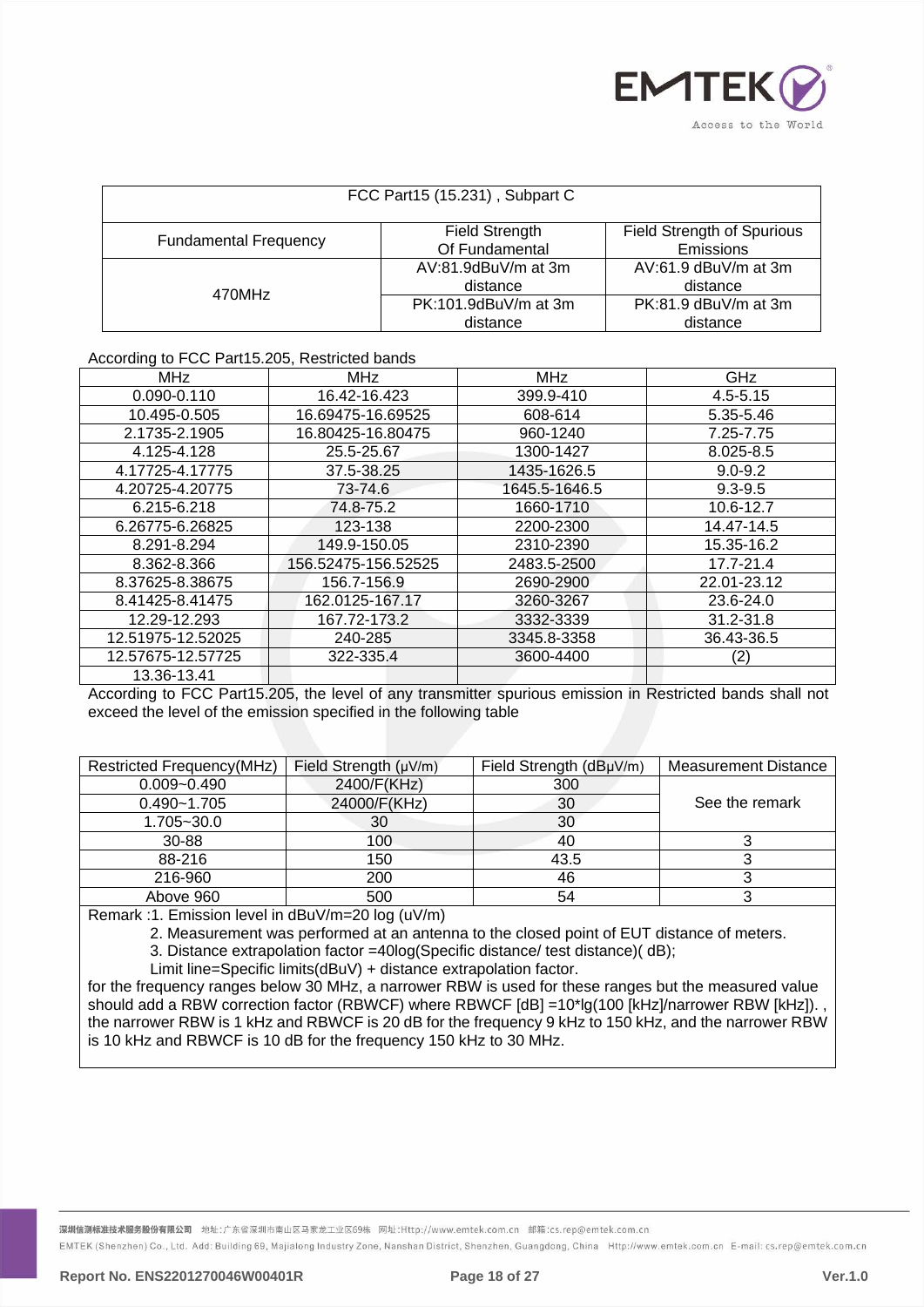| FCC Part15 (15.231) , Subpart C | | |
|---|---|---|
| Fundamental Frequency | Field Strength Of Fundamental | Field Strength of Spurious Emissions |
| 470MHz | AV:81.9dBuV/m at 3m distance | AV:61.9 dBuV/m at 3m distance |
| | PK:101.9dBuV/m at 3m distance | PK:81.9 dBuV/m at 3m distance |

According to FCC Part15.205, Restricted bands

| MHz | MHz | MHz | GHz |
|---|---|---|---|
| 0.090-0.110 | 16.42-16.423 | 399.9-410 | 4.5-5.15 |
| 10.495-0.505 | 16.69475-16.69525 | 608-614 | 5.35-5.46 |
| 2.1735-2.1905 | 16.80425-16.80475 | 960-1240 | 7.25-7.75 |
| 4.125-4.128 | 25.5-25.67 | 1300-1427 | 8.025-8.5 |
| 4.17725-4.17775 | 37.5-38.25 | 1435-1626.5 | 9.0-9.2 |
| 4.20725-4.20775 | 73-74.6 | 1645.5-1646.5 | 9.3-9.5 |
| 6.215-6.218 | 74.8-75.2 | 1660-1710 | 10.6-12.7 |
| 6.26775-6.26825 | 123-138 | 2200-2300 | 14.47-14.5 |
| 8.291-8.294 | 149.9-150.05 | 2310-2390 | 15.35-16.2 |
| 8.362-8.366 | 156.52475-156.52525 | 2483.5-2500 | 17.7-21.4 |
| 8.37625-8.38675 | 156.7-156.9 | 2690-2900 | 22.01-23.12 |
| 8.41425-8.41475 | 162.0125-167.17 | 3260-3267 | 23.6-24.0 |
| 12.29-12.293 | 167.72-173.2 | 3332-3339 | 31.2-31.8 |
| 12.51975-12.52025 | 240-285 | 3345.8-3358 | 36.43-36.5 |
| 12.57675-12.57725 | 322-335.4 | 3600-4400 | (2) |
| 13.36-13.41 | | | |

According to FCC Part15.205, the level of any transmitter spurious emission in Restricted bands shall not exceed the level of the emission specified in the following table

| Restricted Frequency(MHz) | Field Strength (μV/m) | Field Strength (dBμV/m) | Measurement Distance |
|---|---|---|---|
| 0.009~0.490 | 2400/F(KHz) | 300 | See the remark |
| 0.490~1.705 | 24000/F(KHz) | 30 | |
| 1.705~30.0 | 30 | 30 | |
| 30-88 | 100 | 40 | 3 |
| 88-216 | 150 | 43.5 | 3 |
| 216-960 | 200 | 46 | 3 |
| Above 960 | 500 | 54 | 3 |

Remark :1. Emission level in dBuV/m=20 log (uV/m)

2. Measurement was performed at an antenna to the closed point of EUT distance of meters.

3. Distance extrapolation factor =40log(Specific distance/ test distance)( dB);

Limit line=Specific limits(dBuV) + distance extrapolation factor.

for the frequency ranges below 30 MHz, a narrower RBW is used for these ranges but the measured value should add a RBW correction factor (RBWCF) where RBWCF [dB] =10*lg(100 [kHz]/narrower RBW [kHz]). , the narrower RBW is 1 kHz and RBWCF is 20 dB for the frequency 9 kHz to 150 kHz, and the narrower RBW is 10 kHz and RBWCF is 10 dB for the frequency 150 kHz to 30 MHz.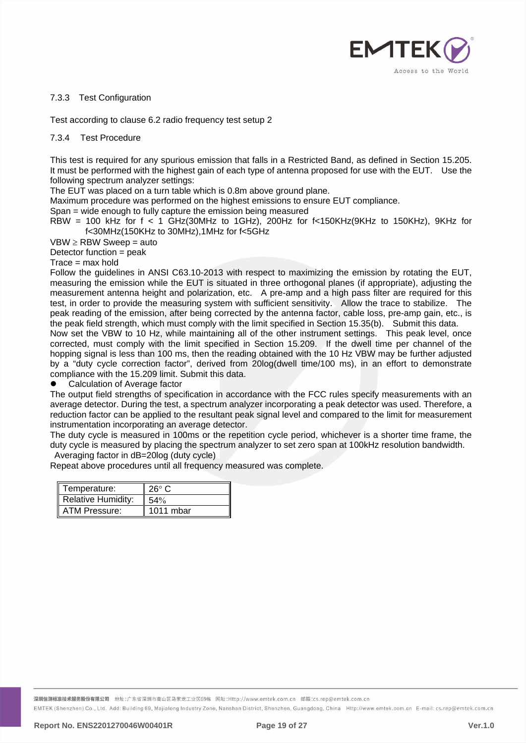### 7.3.3 Test Configuration

Test according to clause 6.2 radio frequency test setup 2

### 7.3.4 Test Procedure

This test is required for any spurious emission that falls in a Restricted Band, as defined in Section 15.205. It must be performed with the highest gain of each type of antenna proposed for use with the EUT. Use the following spectrum analyzer settings:

The EUT was placed on a turn table which is 0.8m above ground plane.

Maximum procedure was performed on the highest emissions to ensure EUT compliance.

Span = wide enough to fully capture the emission being measured

RBW = 100 kHz for f < 1 GHz(30MHz to 1GHz), 200Hz for f<150KHz(9KHz to 150KHz), 9KHz for f<30MHz(150KHz to 30MHz),1MHz for f<5GHz

VBW ≥ RBW Sweep = auto

Detector function = peak

Trace = max hold

Follow the guidelines in ANSI C63.10-2013 with respect to maximizing the emission by rotating the EUT, measuring the emission while the EUT is situated in three orthogonal planes (if appropriate), adjusting the measurement antenna height and polarization, etc. A pre-amp and a high pass filter are required for this test, in order to provide the measuring system with sufficient sensitivity. Allow the trace to stabilize. The peak reading of the emission, after being corrected by the antenna factor, cable loss, pre-amp gain, etc., is the peak field strength, which must comply with the limit specified in Section 15.35(b). Submit this data.

Now set the VBW to 10 Hz, while maintaining all of the other instrument settings. This peak level, once corrected, must comply with the limit specified in Section 15.209. If the dwell time per channel of the hopping signal is less than 100 ms, then the reading obtained with the 10 Hz VBW may be further adjusted by a "duty cycle correction factor", derived from 20log(dwell time/100 ms), in an effort to demonstrate compliance with the 15.209 limit. Submit this data.

- Calculation of Average factor

The output field strengths of specification in accordance with the FCC rules specify measurements with an average detector. During the test, a spectrum analyzer incorporating a peak detector was used. Therefore, a reduction factor can be applied to the resultant peak signal level and compared to the limit for measurement instrumentation incorporating an average detector.

The duty cycle is measured in 100ms or the repetition cycle period, whichever is a shorter time frame, the duty cycle is measured by placing the spectrum analyzer to set zero span at 100kHz resolution bandwidth.

Averaging factor in dB=20log (duty cycle)

Repeat above procedures until all frequency measured was complete.

| Temperature: | 26° C |
|---|---|
| Relative Humidity: | 54% |
| ATM Pressure: | 1011 mbar |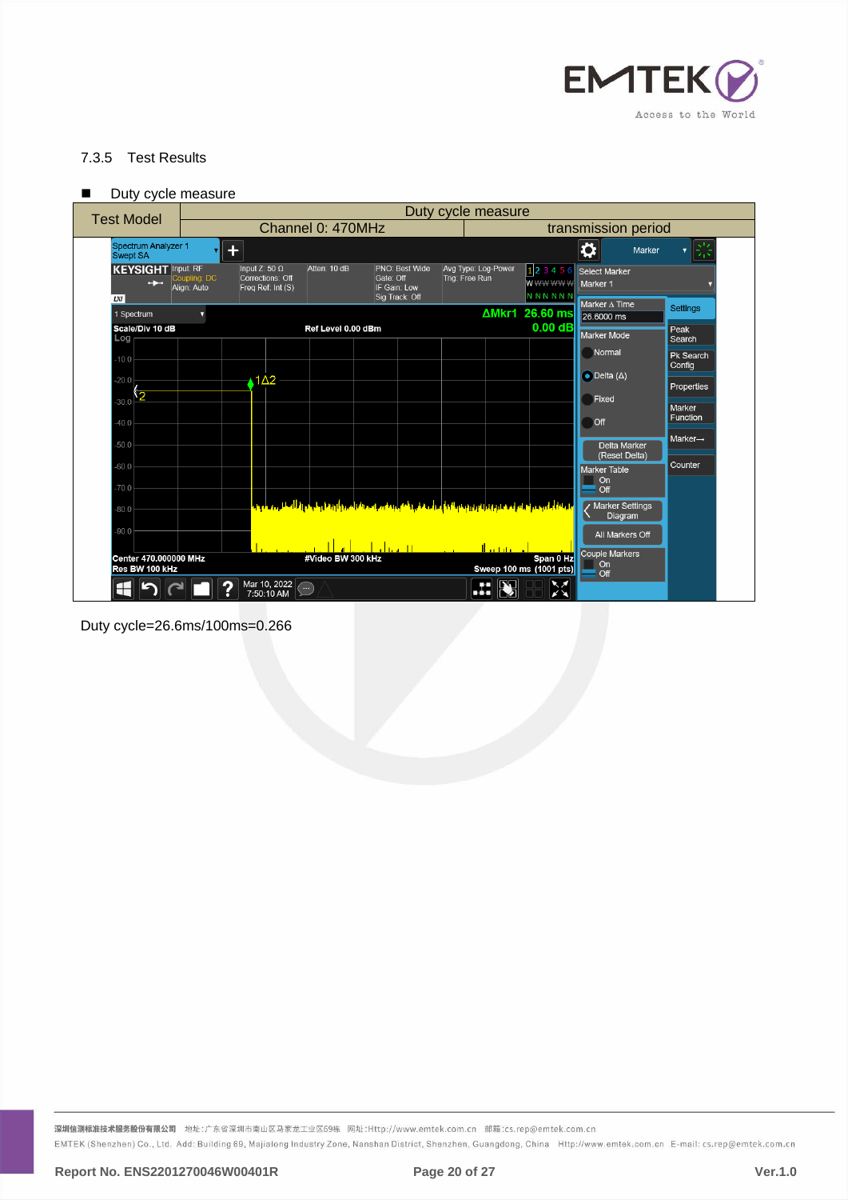### 7.3.5 Test Results

- Duty cycle measure

| Test Model | Duty cycle measure | |
|---|---|---|
| | Channel 0: 470MHz | transmission period |

Duty cycle=26.6ms/100ms=0.266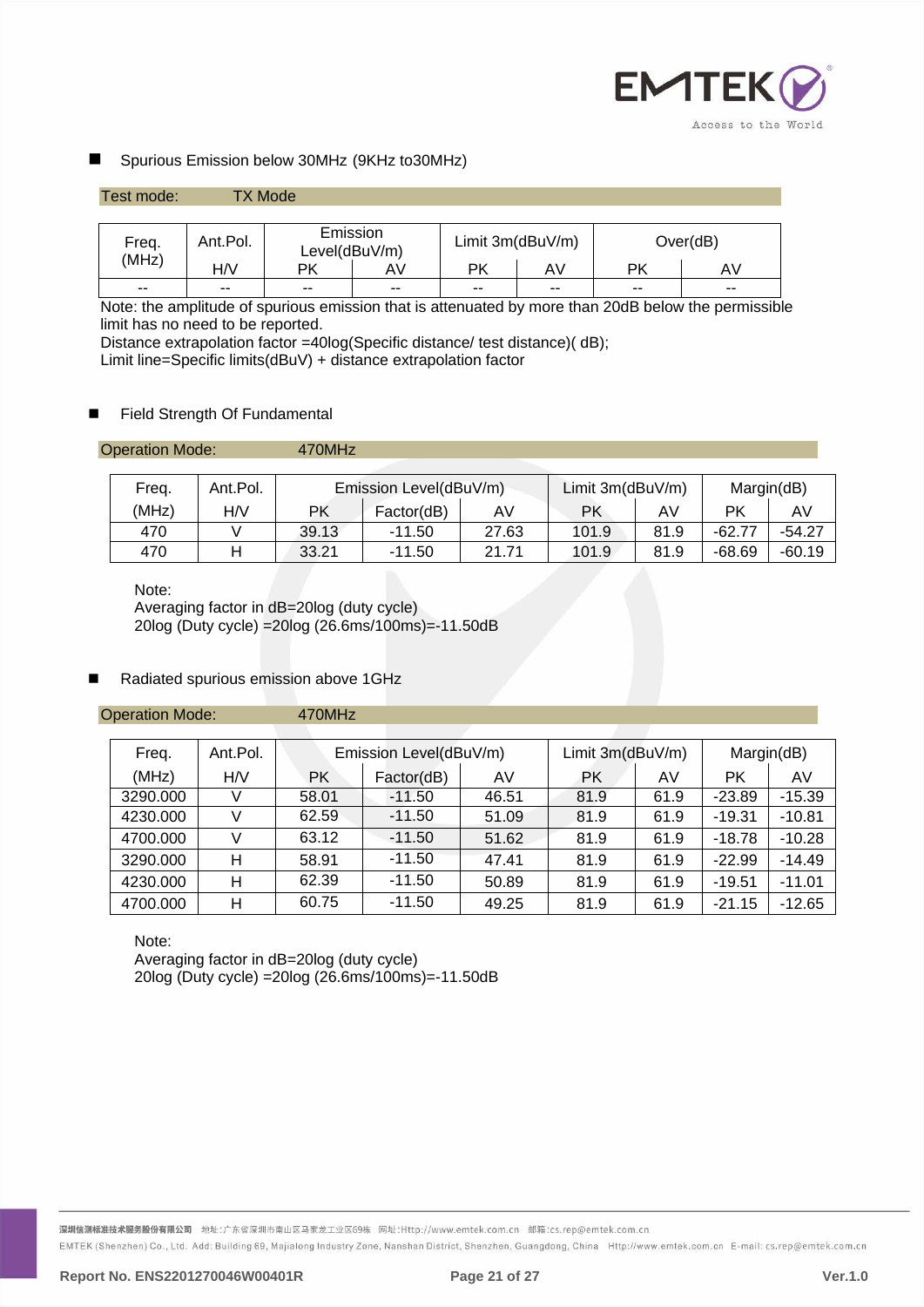- Spurious Emission below 30MHz (9KHz to30MHz)

| Test mode: | TX Mode |
|---|---|

| Freq. (MHz) | Ant.Pol. | Emission Level(dBuV/m) | | Limit 3m(dBuV/m) | | Over(dB) | |
|---|---|---|---|---|---|---|---|
| | H/V | PK | AV | PK | AV | PK | AV |
| -- | -- | -- | -- | -- | -- | -- | -- |

Note: the amplitude of spurious emission that is attenuated by more than 20dB below the permissible limit has no need to be reported.
Distance extrapolation factor =40log(Specific distance/ test distance)( dB);
Limit line=Specific limits(dBuV) + distance extrapolation factor

- Field Strength Of Fundamental

| Operation Mode: | 470MHz |
|---|---|

| Freq. | Ant.Pol. | Emission Level(dBuV/m) | | | Limit 3m(dBuV/m) | | Margin(dB) | |
|---|---|---|---|---|---|---|---|---|
| (MHz) | H/V | PK | Factor(dB) | AV | PK | AV | PK | AV |
| 470 | V | 39.13 | -11.50 | 27.63 | 101.9 | 81.9 | -62.77 | -54.27 |
| 470 | H | 33.21 | -11.50 | 21.71 | 101.9 | 81.9 | -68.69 | -60.19 |

Note:
Averaging factor in dB=20log (duty cycle)
20log (Duty cycle) =20log (26.6ms/100ms)=-11.50dB

- Radiated spurious emission above 1GHz

| Operation Mode: | 470MHz |
|---|---|

| Freq. | Ant.Pol. | Emission Level(dBuV/m) | | | Limit 3m(dBuV/m) | | Margin(dB) | |
|---|---|---|---|---|---|---|---|---|
| (MHz) | H/V | PK | Factor(dB) | AV | PK | AV | PK | AV |
| 3290.000 | V | 58.01 | -11.50 | 46.51 | 81.9 | 61.9 | -23.89 | -15.39 |
| 4230.000 | V | 62.59 | -11.50 | 51.09 | 81.9 | 61.9 | -19.31 | -10.81 |
| 4700.000 | V | 63.12 | -11.50 | 51.62 | 81.9 | 61.9 | -18.78 | -10.28 |
| 3290.000 | H | 58.91 | -11.50 | 47.41 | 81.9 | 61.9 | -22.99 | -14.49 |
| 4230.000 | H | 62.39 | -11.50 | 50.89 | 81.9 | 61.9 | -19.51 | -11.01 |
| 4700.000 | H | 60.75 | -11.50 | 49.25 | 81.9 | 61.9 | -21.15 | -12.65 |

Note:
Averaging factor in dB=20log (duty cycle)
20log (Duty cycle) =20log (26.6ms/100ms)=-11.50dB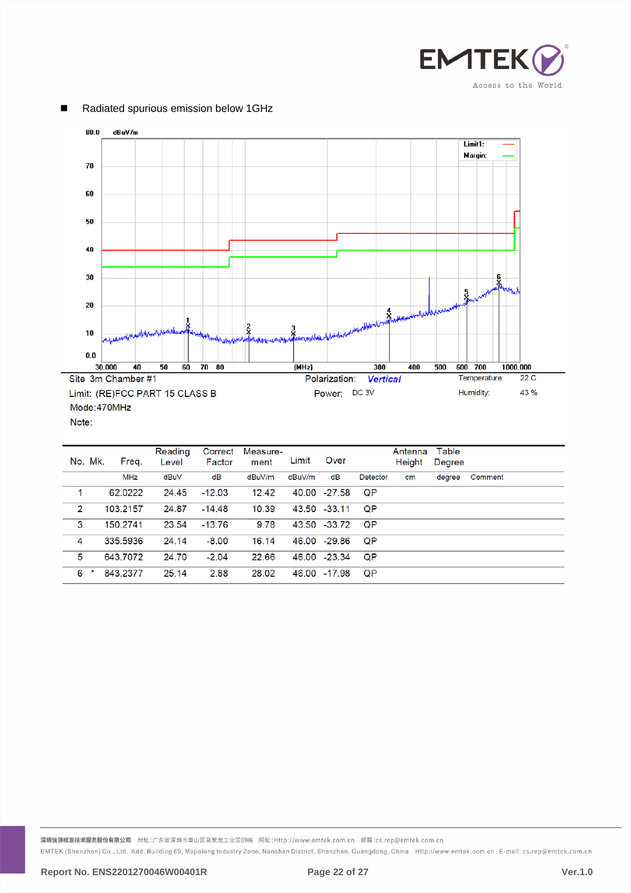- Radiated spurious emission below 1GHz

Site 3m Chamber #1 | Polarization: *Vertical* | Temperature: 22 C

Limit: (RE)FCC PART 15 CLASS B | Power: DC 3V | Humidity: 43 %

Mode:470MHz

Note:

| No. | Mk. | Freq. | Reading Level | Correct Factor | Measure-ment | Limit | Over | Detector | Antenna Height | Table Degree | Comment |
|---|---|---|---|---|---|---|---|---|---|---|---|
| | | MHz | dBuV | dB | dBuV/m | dBuV/m | dB | Detector | cm | degree | Comment |
| 1 | | 62.0222 | 24.45 | -12.03 | 12.42 | 40.00 | -27.58 | QP | | | |
| 2 | | 103.2157 | 24.87 | -14.48 | 10.39 | 43.50 | -33.11 | QP | | | |
| 3 | | 150.2741 | 23.54 | -13.76 | 9.78 | 43.50 | -33.72 | QP | | | |
| 4 | | 335.5936 | 24.14 | -8.00 | 16.14 | 46.00 | -29.86 | QP | | | |
| 5 | | 643.7072 | 24.70 | -2.04 | 22.66 | 46.00 | -23.34 | QP | | | |
| 6 | * | 843.2377 | 25.14 | 2.88 | 28.02 | 46.00 | -17.98 | QP | | | |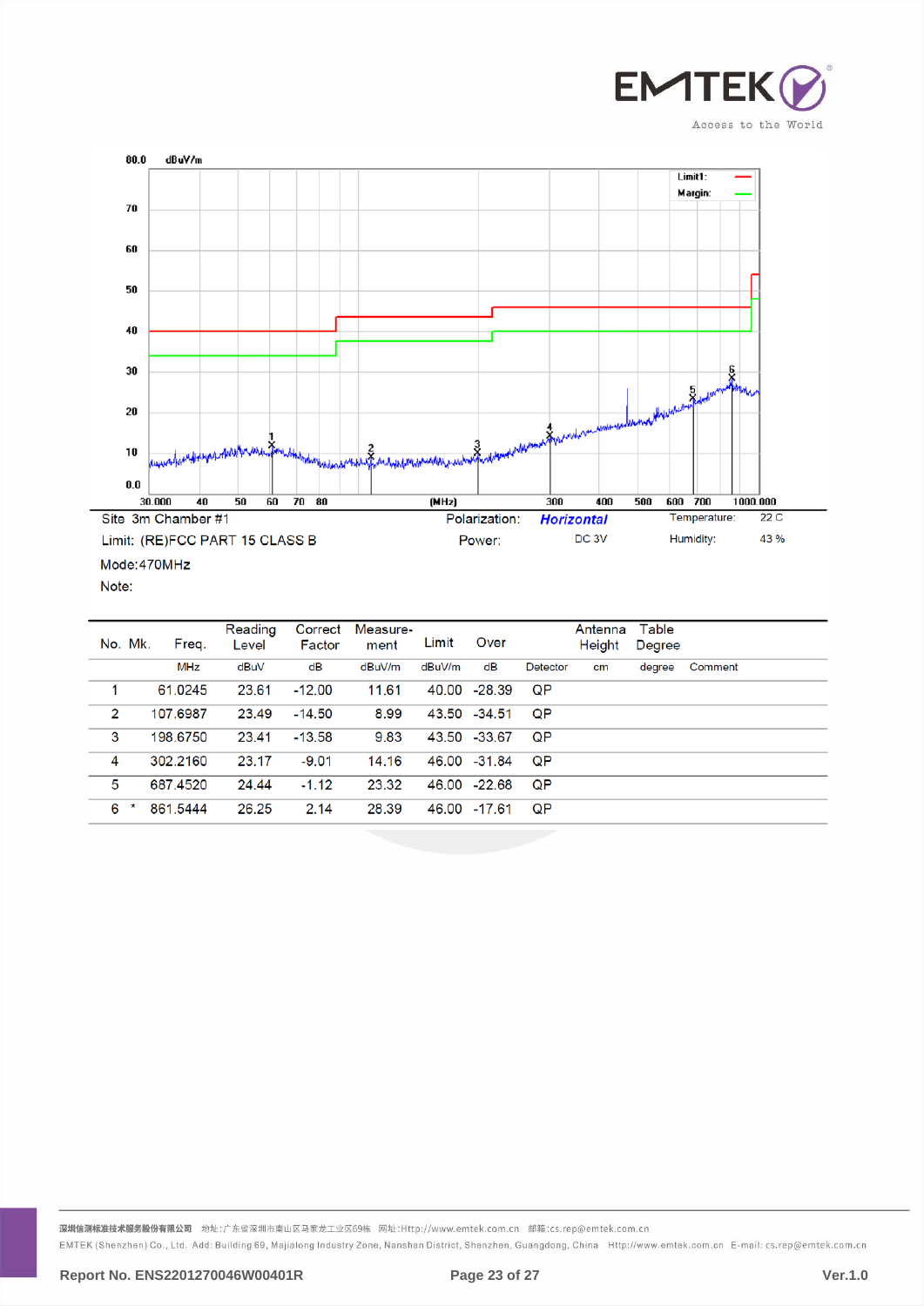Site 3m Chamber #1 | Polarization: *Horizontal* | Temperature: 22 C

Limit: (RE)FCC PART 15 CLASS B | Power: DC 3V | Humidity: 43 %

Mode:470MHz

Note:

| No. | Mk. | Freq. | Reading Level | Correct Factor | Measure-ment | Limit | Over | Detector | Antenna Height | Table Degree | Comment |
|---|---|---|---|---|---|---|---|---|---|---|---|
| | | MHz | dBuV | dB | dBuV/m | dBuV/m | dB | | cm | degree | |
| 1 | | 61.0245 | 23.61 | -12.00 | 11.61 | 40.00 | -28.39 | QP | | | |
| 2 | | 107.6987 | 23.49 | -14.50 | 8.99 | 43.50 | -34.51 | QP | | | |
| 3 | | 198.6750 | 23.41 | -13.58 | 9.83 | 43.50 | -33.67 | QP | | | |
| 4 | | 302.2160 | 23.17 | -9.01 | 14.16 | 46.00 | -31.84 | QP | | | |
| 5 | | 687.4520 | 24.44 | -1.12 | 23.32 | 46.00 | -22.68 | QP | | | |
| 6 | * | 861.5444 | 26.25 | 2.14 | 28.39 | 46.00 | -17.61 | QP | | | |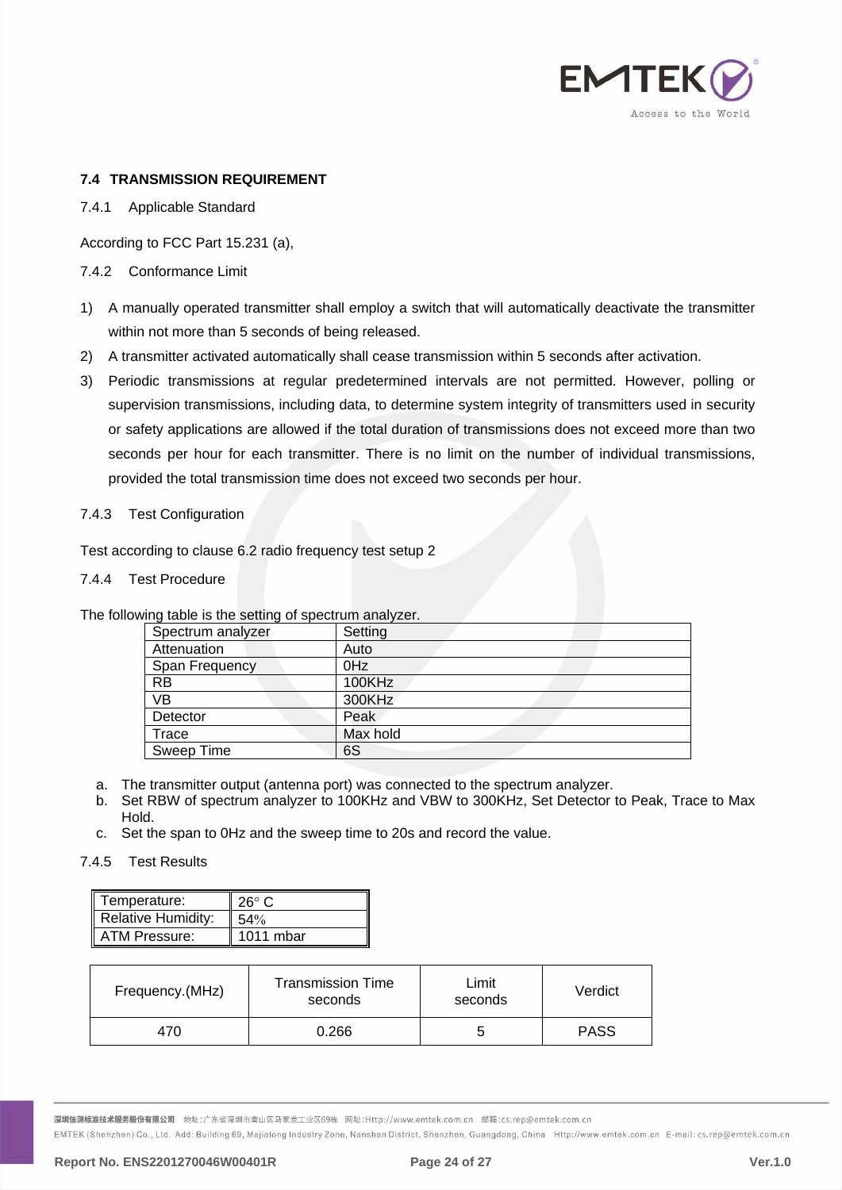## 7.4 TRANSMISSION REQUIREMENT

### 7.4.1 Applicable Standard

According to FCC Part 15.231 (a),

### 7.4.2 Conformance Limit

1) A manually operated transmitter shall employ a switch that will automatically deactivate the transmitter within not more than 5 seconds of being released.
2) A transmitter activated automatically shall cease transmission within 5 seconds after activation.
3) Periodic transmissions at regular predetermined intervals are not permitted. However, polling or supervision transmissions, including data, to determine system integrity of transmitters used in security or safety applications are allowed if the total duration of transmissions does not exceed more than two seconds per hour for each transmitter. There is no limit on the number of individual transmissions, provided the total transmission time does not exceed two seconds per hour.

### 7.4.3 Test Configuration

Test according to clause 6.2 radio frequency test setup 2

### 7.4.4 Test Procedure

The following table is the setting of spectrum analyzer.

| Spectrum analyzer | Setting |
|---|---|
| Attenuation | Auto |
| Span Frequency | 0Hz |
| RB | 100KHz |
| VB | 300KHz |
| Detector | Peak |
| Trace | Max hold |
| Sweep Time | 6S |

a. The transmitter output (antenna port) was connected to the spectrum analyzer.
b. Set RBW of spectrum analyzer to 100KHz and VBW to 300KHz, Set Detector to Peak, Trace to Max Hold.
c. Set the span to 0Hz and the sweep time to 20s and record the value.

### 7.4.5 Test Results

| Temperature: | 26° C |
|---|---|
| Relative Humidity: | 54% |
| ATM Pressure: | 1011 mbar |

| Frequency.(MHz) | Transmission Time seconds | Limit seconds | Verdict |
|---|---|---|---|
| 470 | 0.266 | 5 | PASS |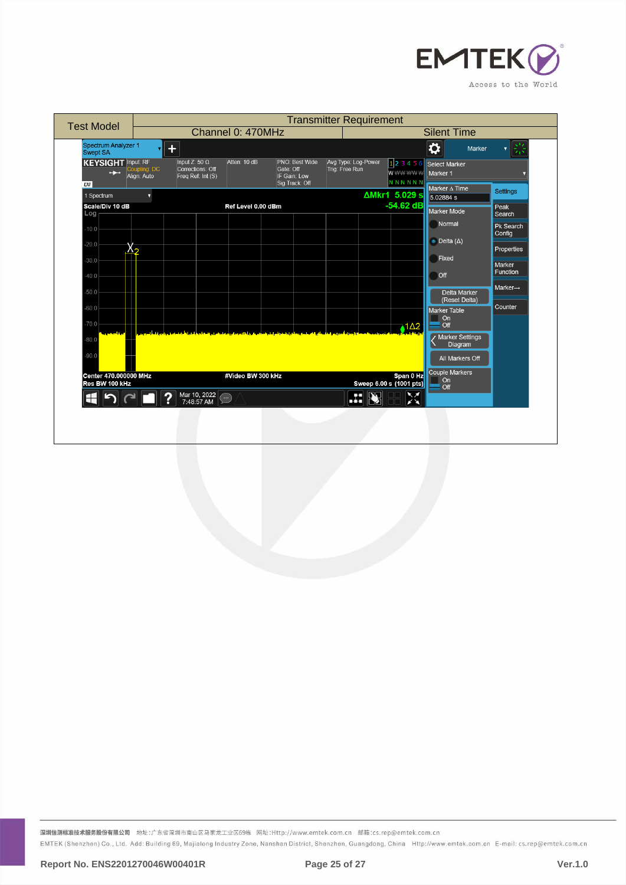| Test Model | Transmitter Requirement | |
|---|---|---|
| | Channel 0: 470MHz | Silent Time |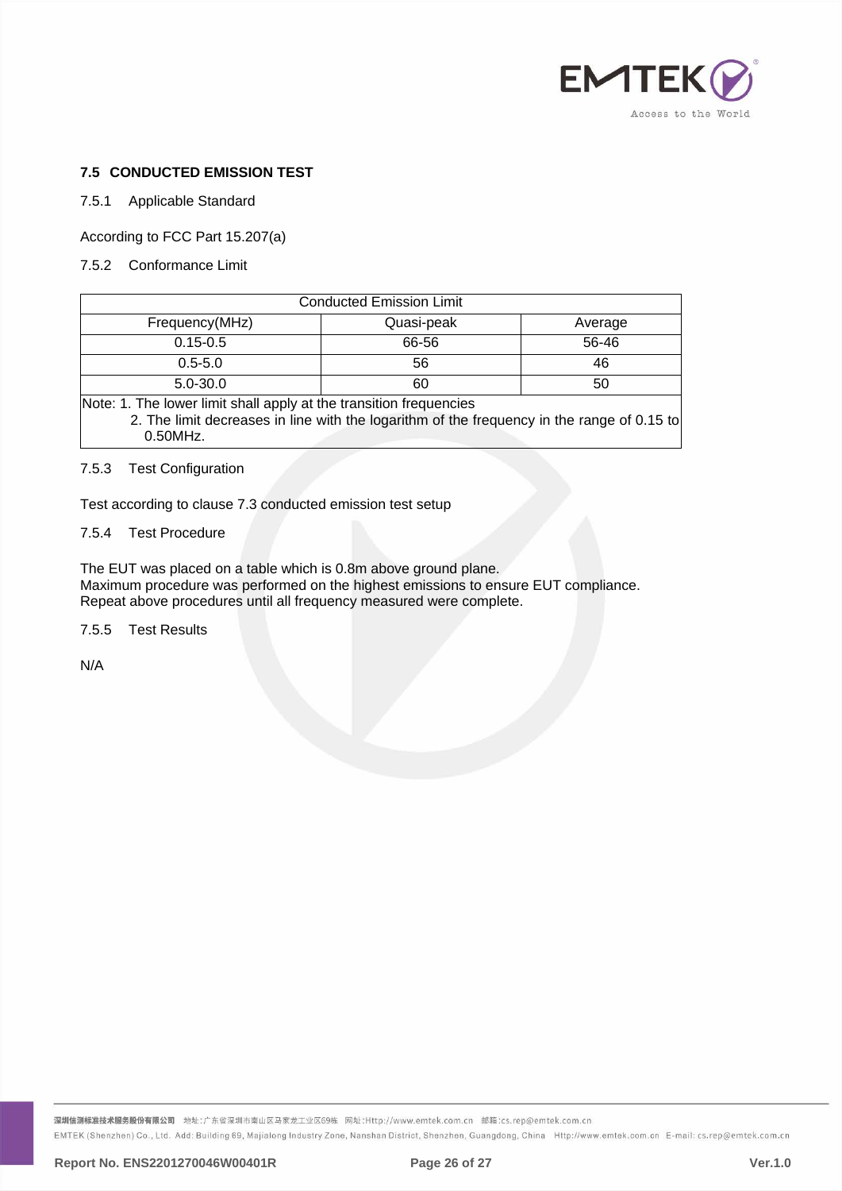## 7.5 CONDUCTED EMISSION TEST

### 7.5.1 Applicable Standard

According to FCC Part 15.207(a)

### 7.5.2 Conformance Limit

| Conducted Emission Limit | | |
|---|---|---|
| Frequency(MHz) | Quasi-peak | Average |
| 0.15-0.5 | 66-56 | 56-46 |
| 0.5-5.0 | 56 | 46 |
| 5.0-30.0 | 60 | 50 |

Note: 1. The lower limit shall apply at the transition frequencies
2. The limit decreases in line with the logarithm of the frequency in the range of 0.15 to 0.50MHz.

### 7.5.3 Test Configuration

Test according to clause 7.3 conducted emission test setup

### 7.5.4 Test Procedure

The EUT was placed on a table which is 0.8m above ground plane.
Maximum procedure was performed on the highest emissions to ensure EUT compliance.
Repeat above procedures until all frequency measured were complete.

### 7.5.5 Test Results

N/A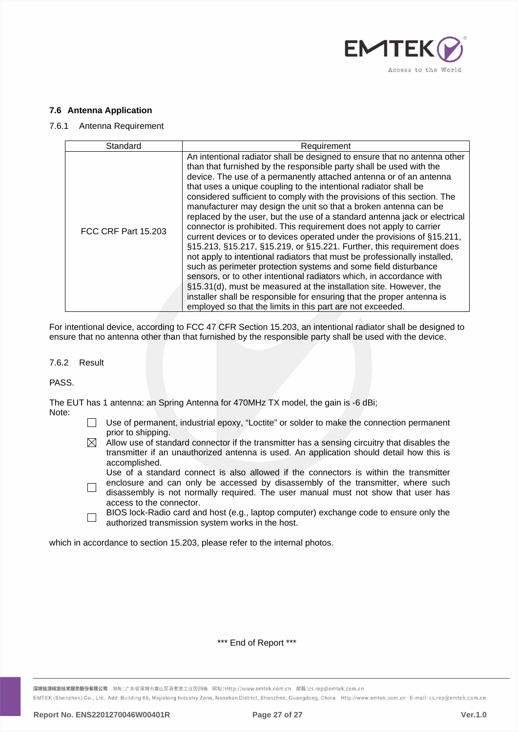## 7.6 Antenna Application

### 7.6.1 Antenna Requirement

| Standard | Requirement |
|---|---|
| FCC CRF Part 15.203 | An intentional radiator shall be designed to ensure that no antenna other than that furnished by the responsible party shall be used with the device. The use of a permanently attached antenna or of an antenna that uses a unique coupling to the intentional radiator shall be considered sufficient to comply with the provisions of this section. The manufacturer may design the unit so that a broken antenna can be replaced by the user, but the use of a standard antenna jack or electrical connector is prohibited. This requirement does not apply to carrier current devices or to devices operated under the provisions of §15.211, §15.213, §15.217, §15.219, or §15.221. Further, this requirement does not apply to intentional radiators that must be professionally installed, such as perimeter protection systems and some field disturbance sensors, or to other intentional radiators which, in accordance with §15.31(d), must be measured at the installation site. However, the installer shall be responsible for ensuring that the proper antenna is employed so that the limits in this part are not exceeded. |

For intentional device, according to FCC 47 CFR Section 15.203, an intentional radiator shall be designed to ensure that no antenna other than that furnished by the responsible party shall be used with the device.

### 7.6.2 Result

PASS.

The EUT has 1 antenna: an Spring Antenna for 470MHz TX model, the gain is -6 dBi;

Note:

- ☐ Use of permanent, industrial epoxy, “Loctite” or solder to make the connection permanent prior to shipping.
- ☒ Allow use of standard connector if the transmitter has a sensing circuitry that disables the transmitter if an unauthorized antenna is used. An application should detail how this is accomplished.
- ☐ Use of a standard connect is also allowed if the connectors is within the transmitter enclosure and can only be accessed by disassembly of the transmitter, where such disassembly is not normally required. The user manual must not show that user has access to the connector.
- ☐ BIOS lock-Radio card and host (e.g., laptop computer) exchange code to ensure only the authorized transmission system works in the host.

which in accordance to section 15.203, please refer to the internal photos.

*** End of Report ***